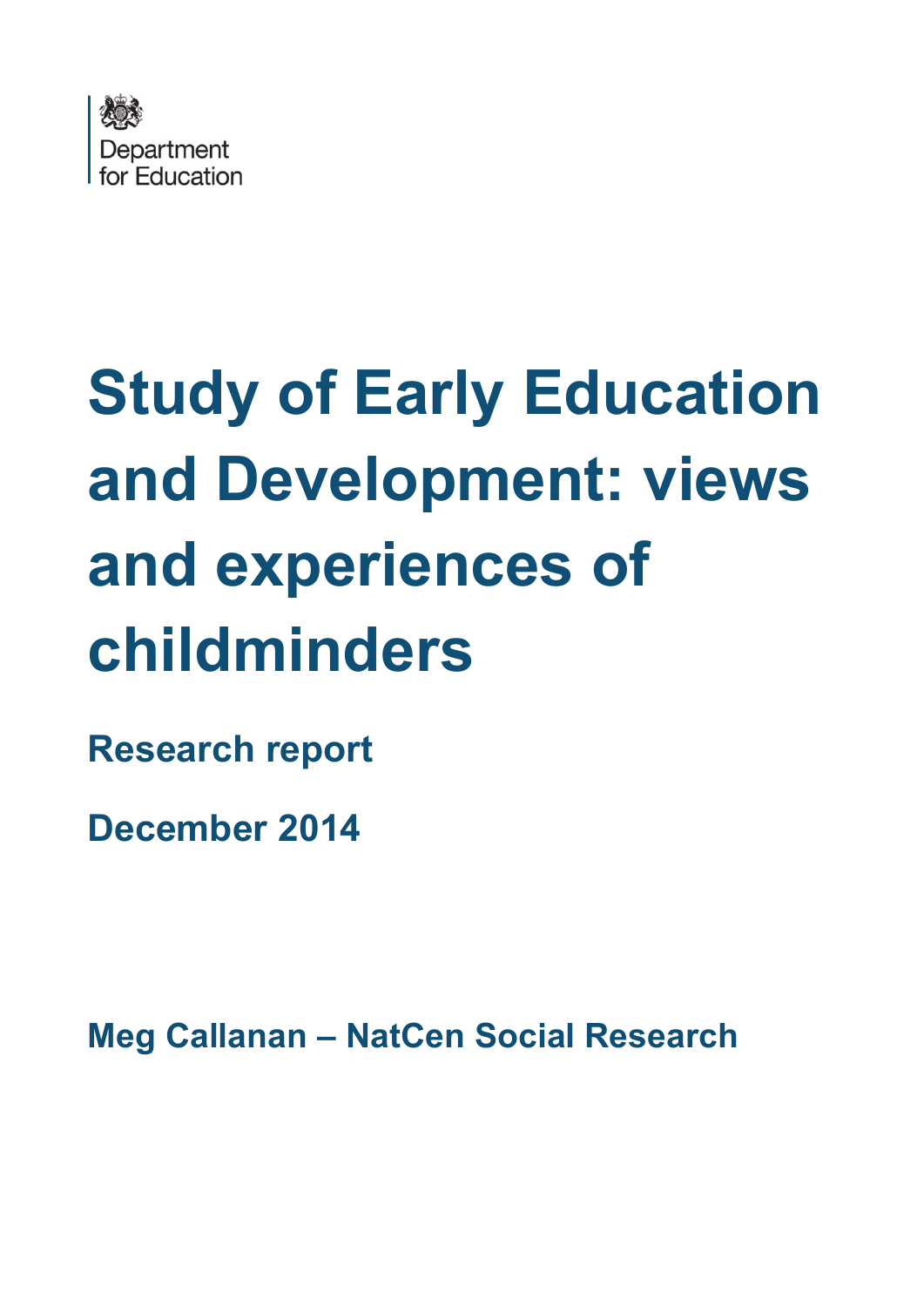Department for Education

# Study of Early Education and Development: views and experiences of childminders

## Research report

## December 2014

**Meg Callanan – NatCen Social Research**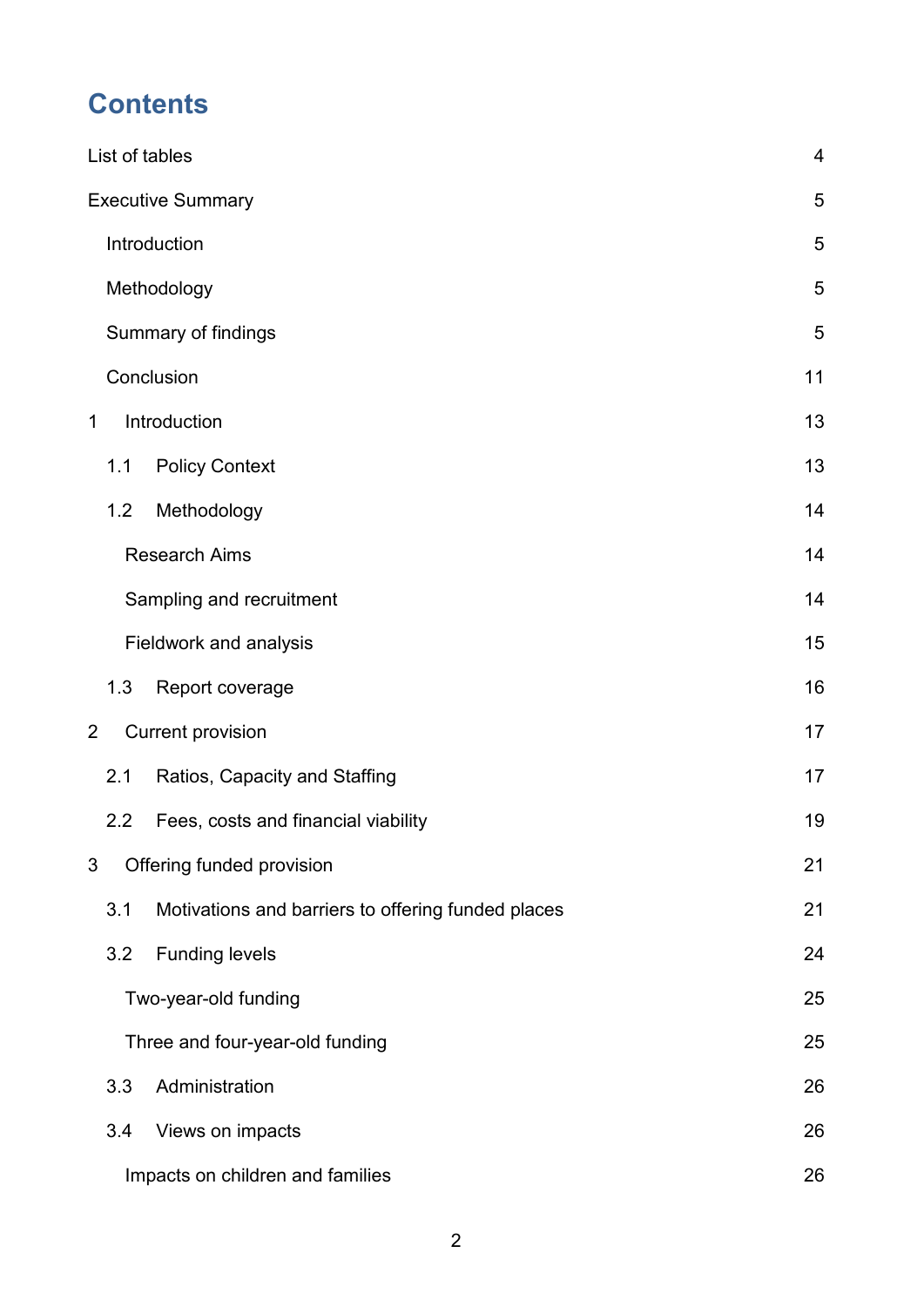# Contents

List of tables 4

Executive Summary 5

- Introduction 5
- Methodology 5
- Summary of findings 5
- Conclusion 11

1 Introduction 13

- 1.1 Policy Context 13
- 1.2 Methodology 14
  - Research Aims 14
  - Sampling and recruitment 14
  - Fieldwork and analysis 15
- 1.3 Report coverage 16

2 Current provision 17

- 2.1 Ratios, Capacity and Staffing 17
- 2.2 Fees, costs and financial viability 19

3 Offering funded provision 21

- 3.1 Motivations and barriers to offering funded places 21
- 3.2 Funding levels 24
  - Two-year-old funding 25
  - Three and four-year-old funding 25
- 3.3 Administration 26
- 3.4 Views on impacts 26
  - Impacts on children and families 26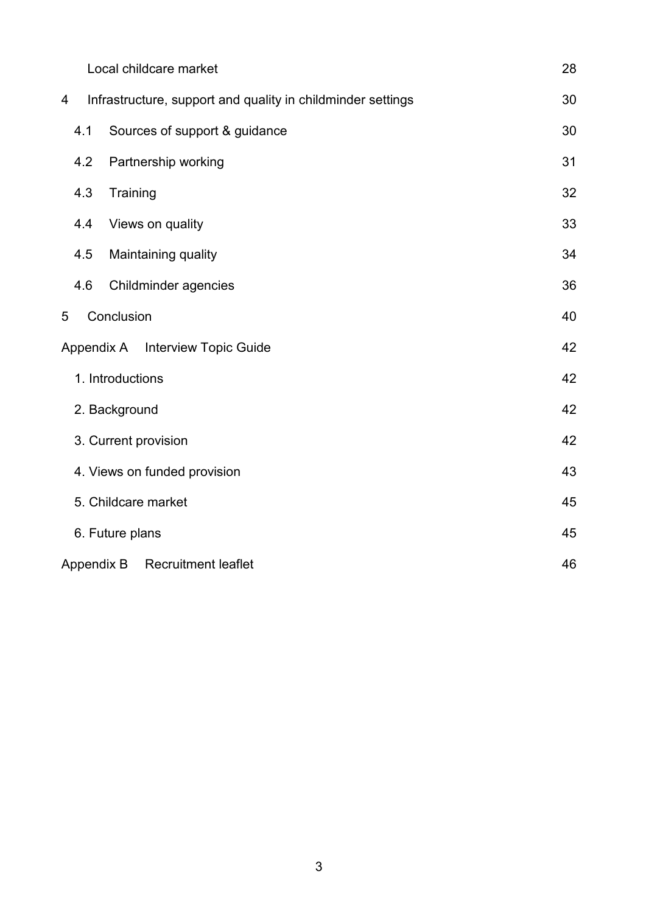| | |
|---|---|
| Local childcare market | 28 |
| 4 Infrastructure, support and quality in childminder settings | 30 |
| 4.1 Sources of support & guidance | 30 |
| 4.2 Partnership working | 31 |
| 4.3 Training | 32 |
| 4.4 Views on quality | 33 |
| 4.5 Maintaining quality | 34 |
| 4.6 Childminder agencies | 36 |
| 5 Conclusion | 40 |
| Appendix A Interview Topic Guide | 42 |
| 1. Introductions | 42 |
| 2. Background | 42 |
| 3. Current provision | 42 |
| 4. Views on funded provision | 43 |
| 5. Childcare market | 45 |
| 6. Future plans | 45 |
| Appendix B Recruitment leaflet | 46 |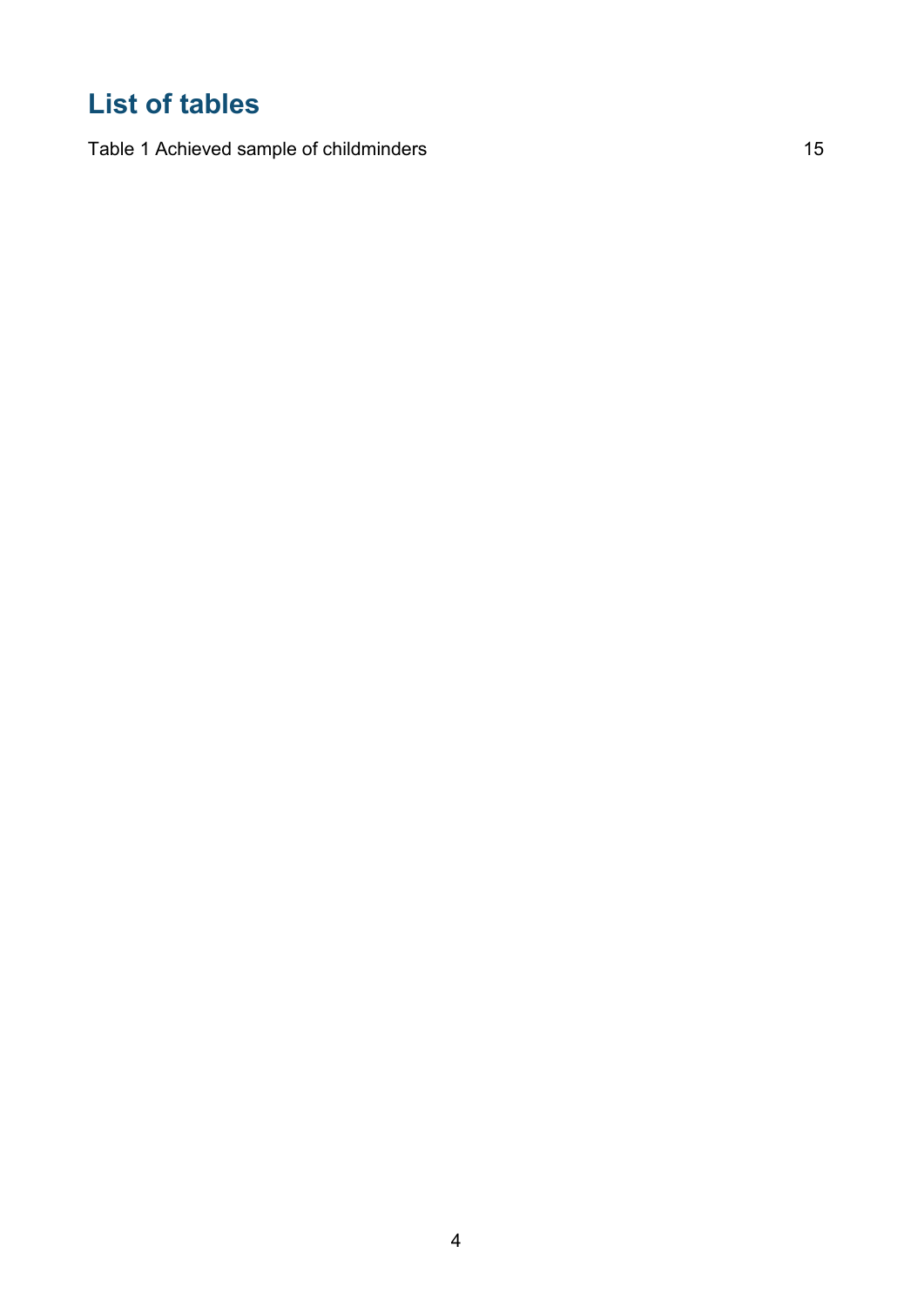# List of tables

Table 1 Achieved sample of childminders 15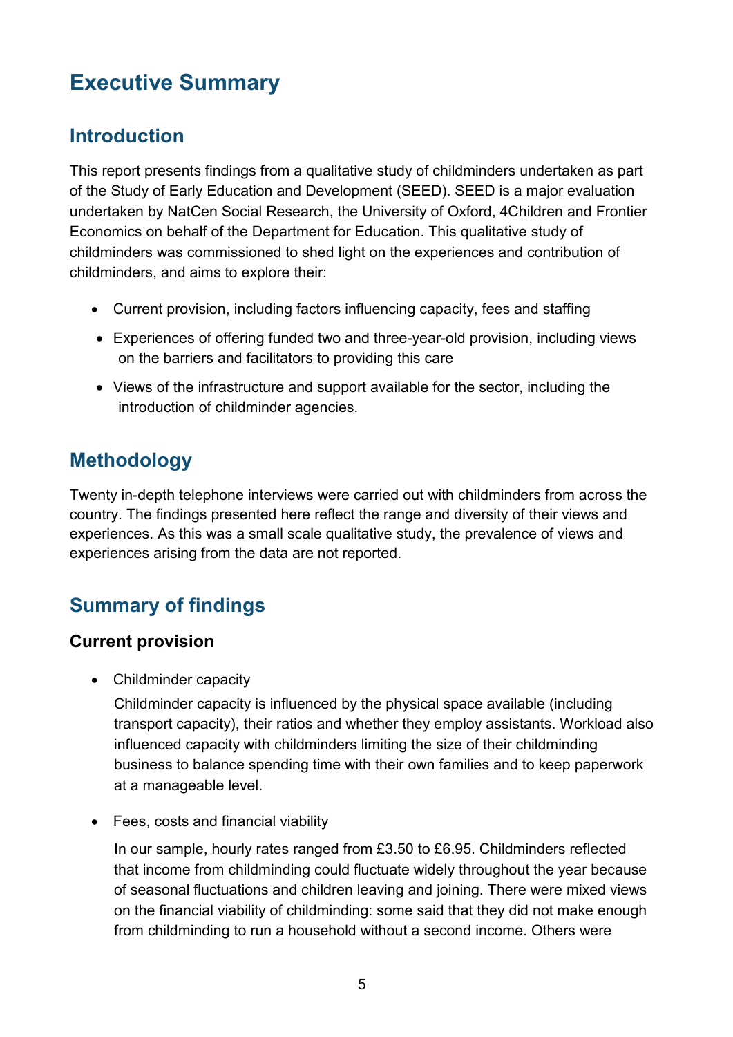# Executive Summary

## Introduction

This report presents findings from a qualitative study of childminders undertaken as part of the Study of Early Education and Development (SEED). SEED is a major evaluation undertaken by NatCen Social Research, the University of Oxford, 4Children and Frontier Economics on behalf of the Department for Education. This qualitative study of childminders was commissioned to shed light on the experiences and contribution of childminders, and aims to explore their:

- Current provision, including factors influencing capacity, fees and staffing
- Experiences of offering funded two and three-year-old provision, including views on the barriers and facilitators to providing this care
- Views of the infrastructure and support available for the sector, including the introduction of childminder agencies.

## Methodology

Twenty in-depth telephone interviews were carried out with childminders from across the country. The findings presented here reflect the range and diversity of their views and experiences. As this was a small scale qualitative study, the prevalence of views and experiences arising from the data are not reported.

## Summary of findings

### Current provision

- Childminder capacity

  Childminder capacity is influenced by the physical space available (including transport capacity), their ratios and whether they employ assistants. Workload also influenced capacity with childminders limiting the size of their childminding business to balance spending time with their own families and to keep paperwork at a manageable level.

- Fees, costs and financial viability

  In our sample, hourly rates ranged from £3.50 to £6.95. Childminders reflected that income from childminding could fluctuate widely throughout the year because of seasonal fluctuations and children leaving and joining. There were mixed views on the financial viability of childminding: some said that they did not make enough from childminding to run a household without a second income. Others were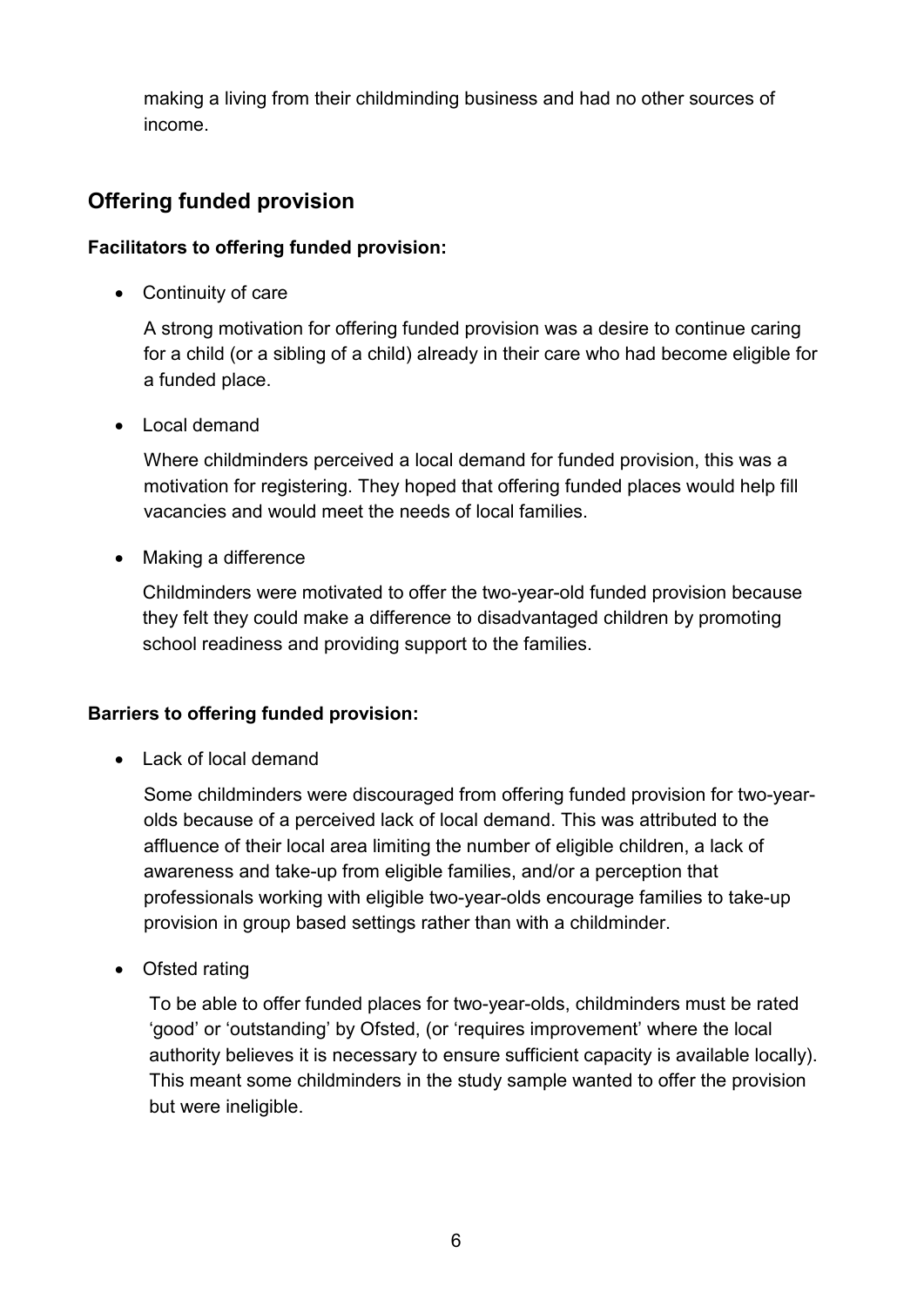making a living from their childminding business and had no other sources of income.

## Offering funded provision

**Facilitators to offering funded provision:**

- Continuity of care

  A strong motivation for offering funded provision was a desire to continue caring for a child (or a sibling of a child) already in their care who had become eligible for a funded place.

- Local demand

  Where childminders perceived a local demand for funded provision, this was a motivation for registering. They hoped that offering funded places would help fill vacancies and would meet the needs of local families.

- Making a difference

  Childminders were motivated to offer the two-year-old funded provision because they felt they could make a difference to disadvantaged children by promoting school readiness and providing support to the families.

**Barriers to offering funded provision:**

- Lack of local demand

  Some childminders were discouraged from offering funded provision for two-year-olds because of a perceived lack of local demand. This was attributed to the affluence of their local area limiting the number of eligible children, a lack of awareness and take-up from eligible families, and/or a perception that professionals working with eligible two-year-olds encourage families to take-up provision in group based settings rather than with a childminder.

- Ofsted rating

  To be able to offer funded places for two-year-olds, childminders must be rated 'good' or 'outstanding' by Ofsted, (or 'requires improvement' where the local authority believes it is necessary to ensure sufficient capacity is available locally). This meant some childminders in the study sample wanted to offer the provision but were ineligible.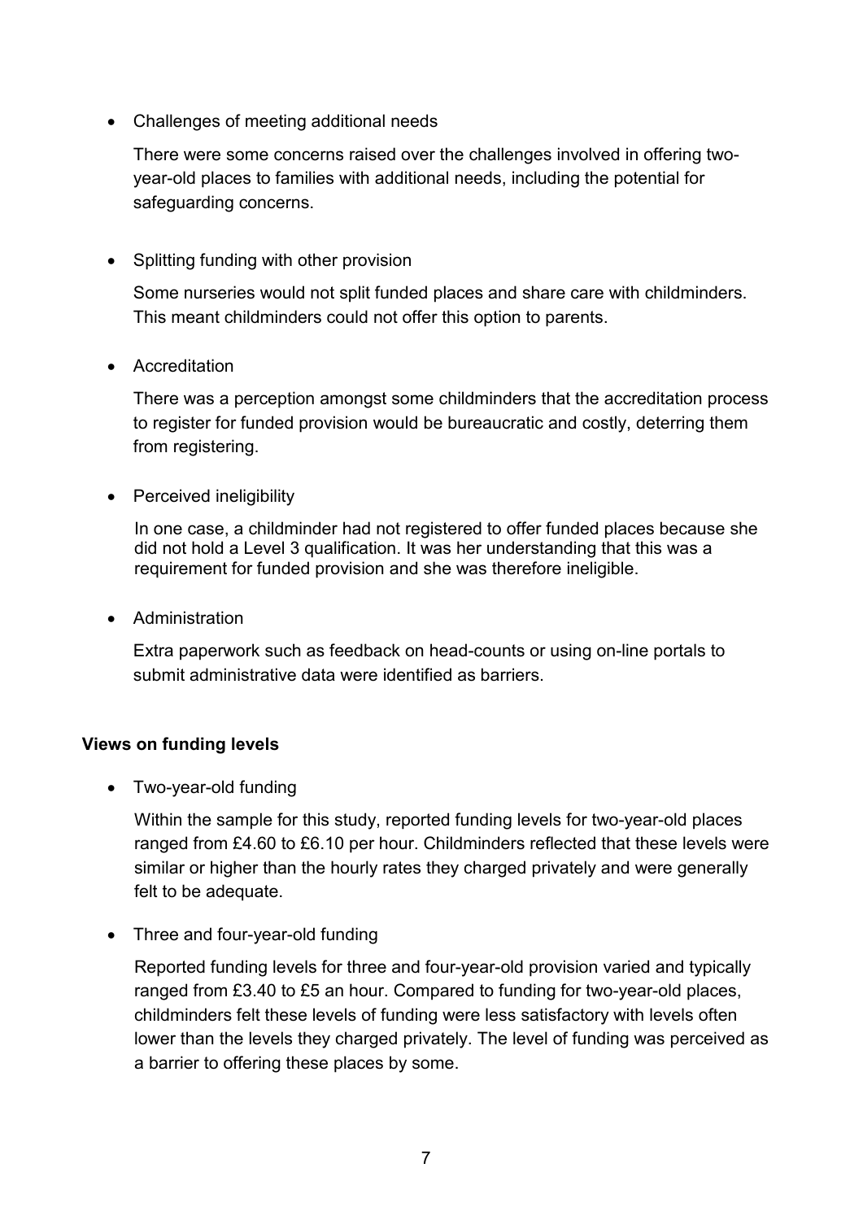- Challenges of meeting additional needs

  There were some concerns raised over the challenges involved in offering two-year-old places to families with additional needs, including the potential for safeguarding concerns.

- Splitting funding with other provision

  Some nurseries would not split funded places and share care with childminders. This meant childminders could not offer this option to parents.

- Accreditation

  There was a perception amongst some childminders that the accreditation process to register for funded provision would be bureaucratic and costly, deterring them from registering.

- Perceived ineligibility

  In one case, a childminder had not registered to offer funded places because she did not hold a Level 3 qualification. It was her understanding that this was a requirement for funded provision and she was therefore ineligible.

- Administration

  Extra paperwork such as feedback on head-counts or using on-line portals to submit administrative data were identified as barriers.

**Views on funding levels**

- Two-year-old funding

  Within the sample for this study, reported funding levels for two-year-old places ranged from £4.60 to £6.10 per hour. Childminders reflected that these levels were similar or higher than the hourly rates they charged privately and were generally felt to be adequate.

- Three and four-year-old funding

  Reported funding levels for three and four-year-old provision varied and typically ranged from £3.40 to £5 an hour. Compared to funding for two-year-old places, childminders felt these levels of funding were less satisfactory with levels often lower than the levels they charged privately. The level of funding was perceived as a barrier to offering these places by some.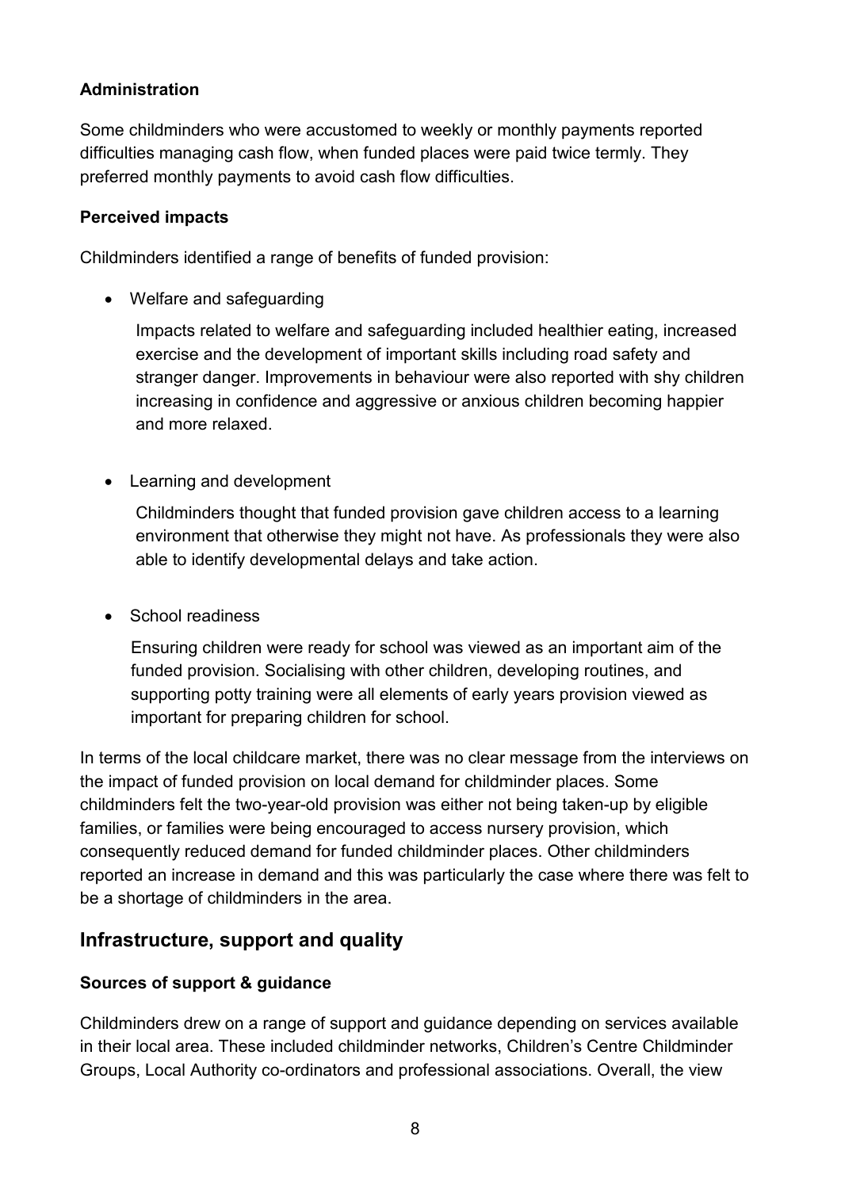**Administration**

Some childminders who were accustomed to weekly or monthly payments reported difficulties managing cash flow, when funded places were paid twice termly. They preferred monthly payments to avoid cash flow difficulties.

**Perceived impacts**

Childminders identified a range of benefits of funded provision:

- Welfare and safeguarding

  Impacts related to welfare and safeguarding included healthier eating, increased exercise and the development of important skills including road safety and stranger danger. Improvements in behaviour were also reported with shy children increasing in confidence and aggressive or anxious children becoming happier and more relaxed.

- Learning and development

  Childminders thought that funded provision gave children access to a learning environment that otherwise they might not have. As professionals they were also able to identify developmental delays and take action.

- School readiness

  Ensuring children were ready for school was viewed as an important aim of the funded provision. Socialising with other children, developing routines, and supporting potty training were all elements of early years provision viewed as important for preparing children for school.

In terms of the local childcare market, there was no clear message from the interviews on the impact of funded provision on local demand for childminder places. Some childminders felt the two-year-old provision was either not being taken-up by eligible families, or families were being encouraged to access nursery provision, which consequently reduced demand for funded childminder places. Other childminders reported an increase in demand and this was particularly the case where there was felt to be a shortage of childminders in the area.

## Infrastructure, support and quality

**Sources of support & guidance**

Childminders drew on a range of support and guidance depending on services available in their local area. These included childminder networks, Children's Centre Childminder Groups, Local Authority co-ordinators and professional associations. Overall, the view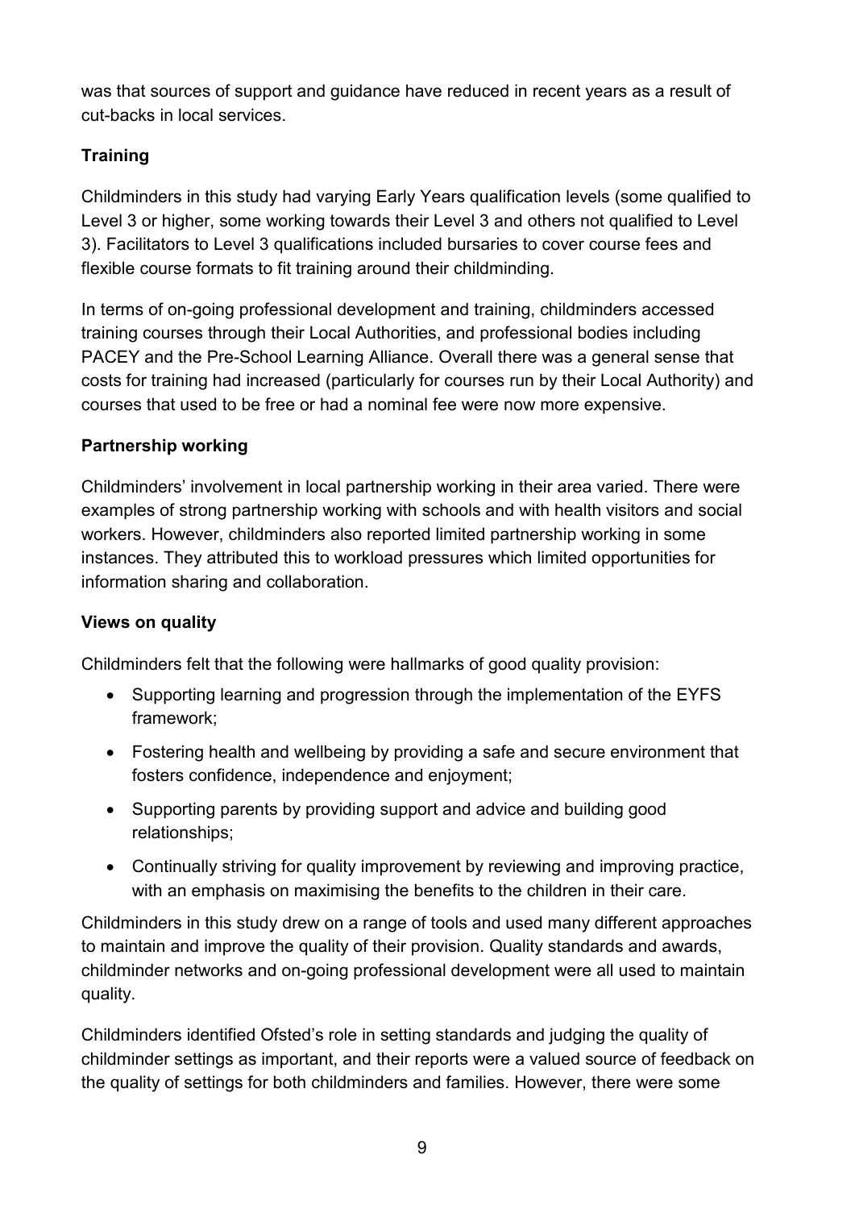was that sources of support and guidance have reduced in recent years as a result of cut-backs in local services.

### Training

Childminders in this study had varying Early Years qualification levels (some qualified to Level 3 or higher, some working towards their Level 3 and others not qualified to Level 3). Facilitators to Level 3 qualifications included bursaries to cover course fees and flexible course formats to fit training around their childminding.

In terms of on-going professional development and training, childminders accessed training courses through their Local Authorities, and professional bodies including PACEY and the Pre-School Learning Alliance. Overall there was a general sense that costs for training had increased (particularly for courses run by their Local Authority) and courses that used to be free or had a nominal fee were now more expensive.

### Partnership working

Childminders' involvement in local partnership working in their area varied. There were examples of strong partnership working with schools and with health visitors and social workers. However, childminders also reported limited partnership working in some instances. They attributed this to workload pressures which limited opportunities for information sharing and collaboration.

### Views on quality

Childminders felt that the following were hallmarks of good quality provision:

- Supporting learning and progression through the implementation of the EYFS framework;
- Fostering health and wellbeing by providing a safe and secure environment that fosters confidence, independence and enjoyment;
- Supporting parents by providing support and advice and building good relationships;
- Continually striving for quality improvement by reviewing and improving practice, with an emphasis on maximising the benefits to the children in their care.

Childminders in this study drew on a range of tools and used many different approaches to maintain and improve the quality of their provision. Quality standards and awards, childminder networks and on-going professional development were all used to maintain quality.

Childminders identified Ofsted's role in setting standards and judging the quality of childminder settings as important, and their reports were a valued source of feedback on the quality of settings for both childminders and families. However, there were some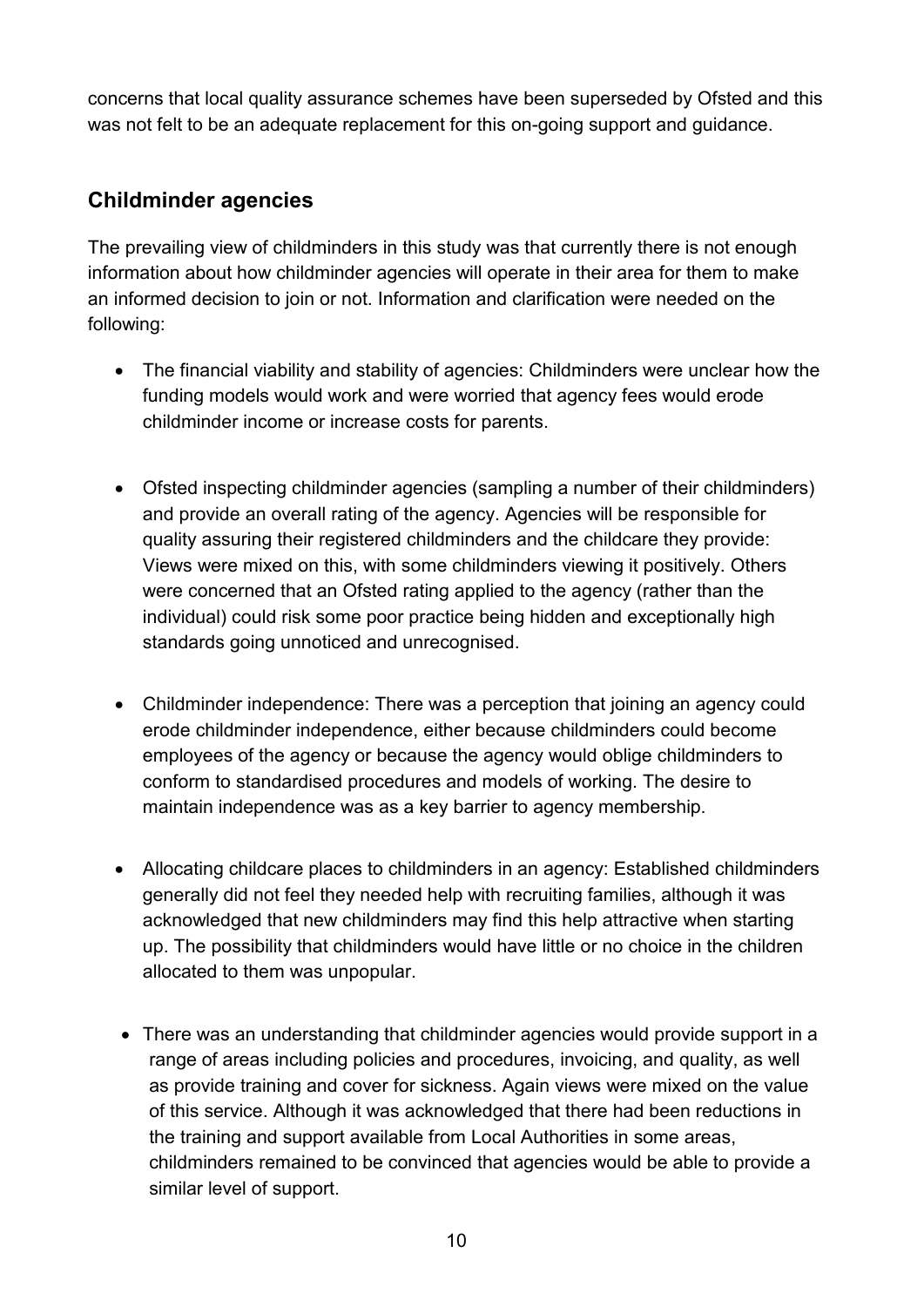concerns that local quality assurance schemes have been superseded by Ofsted and this was not felt to be an adequate replacement for this on-going support and guidance.

## Childminder agencies

The prevailing view of childminders in this study was that currently there is not enough information about how childminder agencies will operate in their area for them to make an informed decision to join or not. Information and clarification were needed on the following:

- The financial viability and stability of agencies: Childminders were unclear how the funding models would work and were worried that agency fees would erode childminder income or increase costs for parents.

- Ofsted inspecting childminder agencies (sampling a number of their childminders) and provide an overall rating of the agency. Agencies will be responsible for quality assuring their registered childminders and the childcare they provide: Views were mixed on this, with some childminders viewing it positively. Others were concerned that an Ofsted rating applied to the agency (rather than the individual) could risk some poor practice being hidden and exceptionally high standards going unnoticed and unrecognised.

- Childminder independence: There was a perception that joining an agency could erode childminder independence, either because childminders could become employees of the agency or because the agency would oblige childminders to conform to standardised procedures and models of working. The desire to maintain independence was as a key barrier to agency membership.

- Allocating childcare places to childminders in an agency: Established childminders generally did not feel they needed help with recruiting families, although it was acknowledged that new childminders may find this help attractive when starting up. The possibility that childminders would have little or no choice in the children allocated to them was unpopular.

- There was an understanding that childminder agencies would provide support in a range of areas including policies and procedures, invoicing, and quality, as well as provide training and cover for sickness. Again views were mixed on the value of this service. Although it was acknowledged that there had been reductions in the training and support available from Local Authorities in some areas, childminders remained to be convinced that agencies would be able to provide a similar level of support.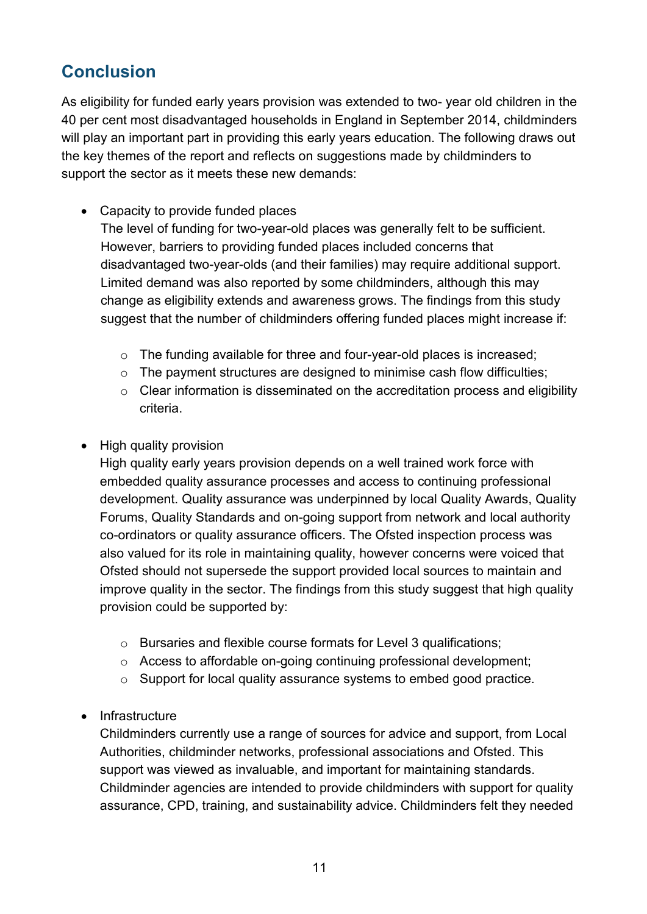## Conclusion

As eligibility for funded early years provision was extended to two- year old children in the 40 per cent most disadvantaged households in England in September 2014, childminders will play an important part in providing this early years education. The following draws out the key themes of the report and reflects on suggestions made by childminders to support the sector as it meets these new demands:

- Capacity to provide funded places
  The level of funding for two-year-old places was generally felt to be sufficient. However, barriers to providing funded places included concerns that disadvantaged two-year-olds (and their families) may require additional support. Limited demand was also reported by some childminders, although this may change as eligibility extends and awareness grows. The findings from this study suggest that the number of childminders offering funded places might increase if:

  - The funding available for three and four-year-old places is increased;
  - The payment structures are designed to minimise cash flow difficulties;
  - Clear information is disseminated on the accreditation process and eligibility criteria.

- High quality provision
  High quality early years provision depends on a well trained work force with embedded quality assurance processes and access to continuing professional development. Quality assurance was underpinned by local Quality Awards, Quality Forums, Quality Standards and on-going support from network and local authority co-ordinators or quality assurance officers. The Ofsted inspection process was also valued for its role in maintaining quality, however concerns were voiced that Ofsted should not supersede the support provided local sources to maintain and improve quality in the sector. The findings from this study suggest that high quality provision could be supported by:

  - Bursaries and flexible course formats for Level 3 qualifications;
  - Access to affordable on-going continuing professional development;
  - Support for local quality assurance systems to embed good practice.

- Infrastructure
  Childminders currently use a range of sources for advice and support, from Local Authorities, childminder networks, professional associations and Ofsted. This support was viewed as invaluable, and important for maintaining standards. Childminder agencies are intended to provide childminders with support for quality assurance, CPD, training, and sustainability advice. Childminders felt they needed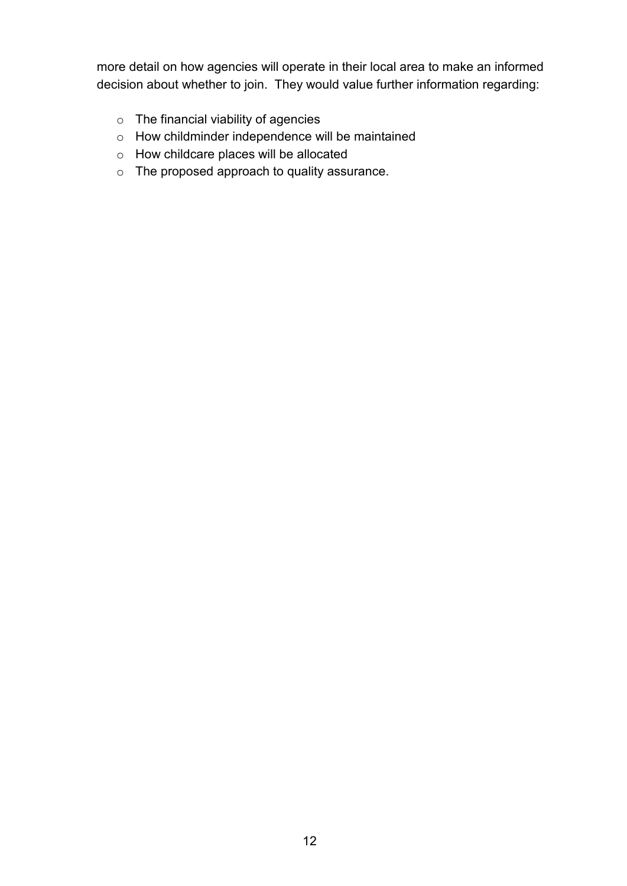more detail on how agencies will operate in their local area to make an informed decision about whether to join. They would value further information regarding:

- The financial viability of agencies
- How childminder independence will be maintained
- How childcare places will be allocated
- The proposed approach to quality assurance.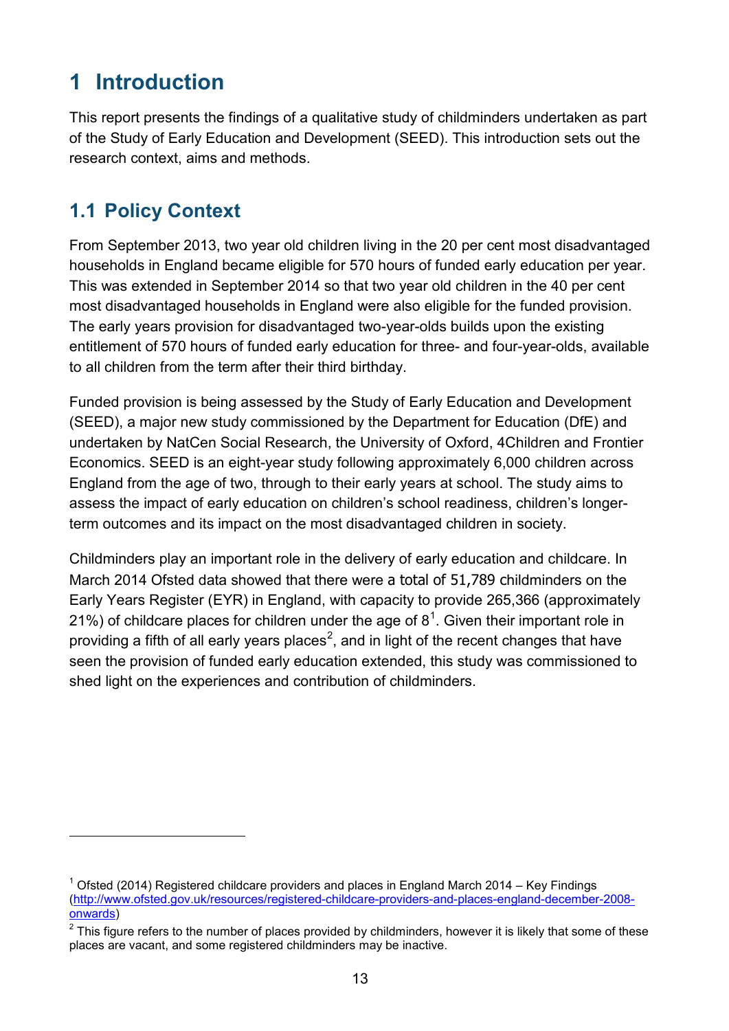# 1 Introduction

This report presents the findings of a qualitative study of childminders undertaken as part of the Study of Early Education and Development (SEED). This introduction sets out the research context, aims and methods.

## 1.1 Policy Context

From September 2013, two year old children living in the 20 per cent most disadvantaged households in England became eligible for 570 hours of funded early education per year. This was extended in September 2014 so that two year old children in the 40 per cent most disadvantaged households in England were also eligible for the funded provision. The early years provision for disadvantaged two-year-olds builds upon the existing entitlement of 570 hours of funded early education for three- and four-year-olds, available to all children from the term after their third birthday.

Funded provision is being assessed by the Study of Early Education and Development (SEED), a major new study commissioned by the Department for Education (DfE) and undertaken by NatCen Social Research, the University of Oxford, 4Children and Frontier Economics. SEED is an eight-year study following approximately 6,000 children across England from the age of two, through to their early years at school. The study aims to assess the impact of early education on children's school readiness, children's longer-term outcomes and its impact on the most disadvantaged children in society.

Childminders play an important role in the delivery of early education and childcare. In March 2014 Ofsted data showed that there were a total of 51,789 childminders on the Early Years Register (EYR) in England, with capacity to provide 265,366 (approximately 21%) of childcare places for children under the age of 8[1]. Given their important role in providing a fifth of all early years places[2], and in light of the recent changes that have seen the provision of funded early education extended, this study was commissioned to shed light on the experiences and contribution of childminders.

---

[1] Ofsted (2014) Registered childcare providers and places in England March 2014 – Key Findings (http://www.ofsted.gov.uk/resources/registered-childcare-providers-and-places-england-december-2008-onwards)

[2] This figure refers to the number of places provided by childminders, however it is likely that some of these places are vacant, and some registered childminders may be inactive.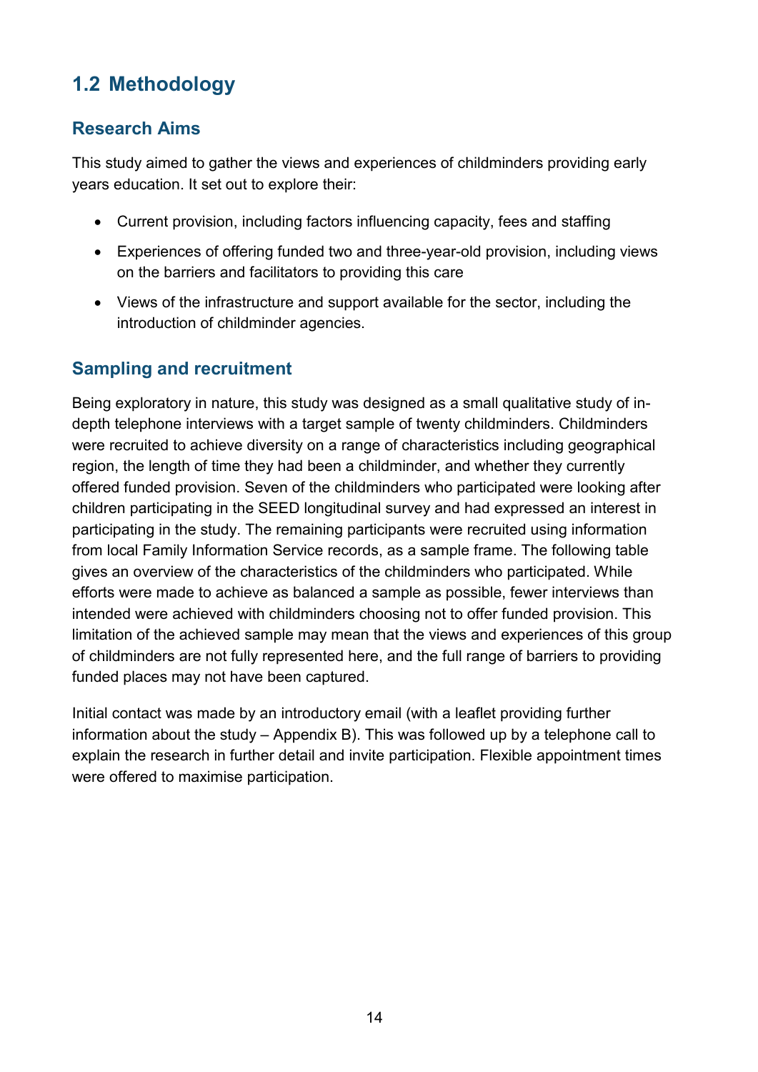## 1.2 Methodology

### Research Aims

This study aimed to gather the views and experiences of childminders providing early years education. It set out to explore their:

- Current provision, including factors influencing capacity, fees and staffing
- Experiences of offering funded two and three-year-old provision, including views on the barriers and facilitators to providing this care
- Views of the infrastructure and support available for the sector, including the introduction of childminder agencies.

### Sampling and recruitment

Being exploratory in nature, this study was designed as a small qualitative study of in-depth telephone interviews with a target sample of twenty childminders. Childminders were recruited to achieve diversity on a range of characteristics including geographical region, the length of time they had been a childminder, and whether they currently offered funded provision. Seven of the childminders who participated were looking after children participating in the SEED longitudinal survey and had expressed an interest in participating in the study. The remaining participants were recruited using information from local Family Information Service records, as a sample frame. The following table gives an overview of the characteristics of the childminders who participated. While efforts were made to achieve as balanced a sample as possible, fewer interviews than intended were achieved with childminders choosing not to offer funded provision. This limitation of the achieved sample may mean that the views and experiences of this group of childminders are not fully represented here, and the full range of barriers to providing funded places may not have been captured.

Initial contact was made by an introductory email (with a leaflet providing further information about the study – Appendix B). This was followed up by a telephone call to explain the research in further detail and invite participation. Flexible appointment times were offered to maximise participation.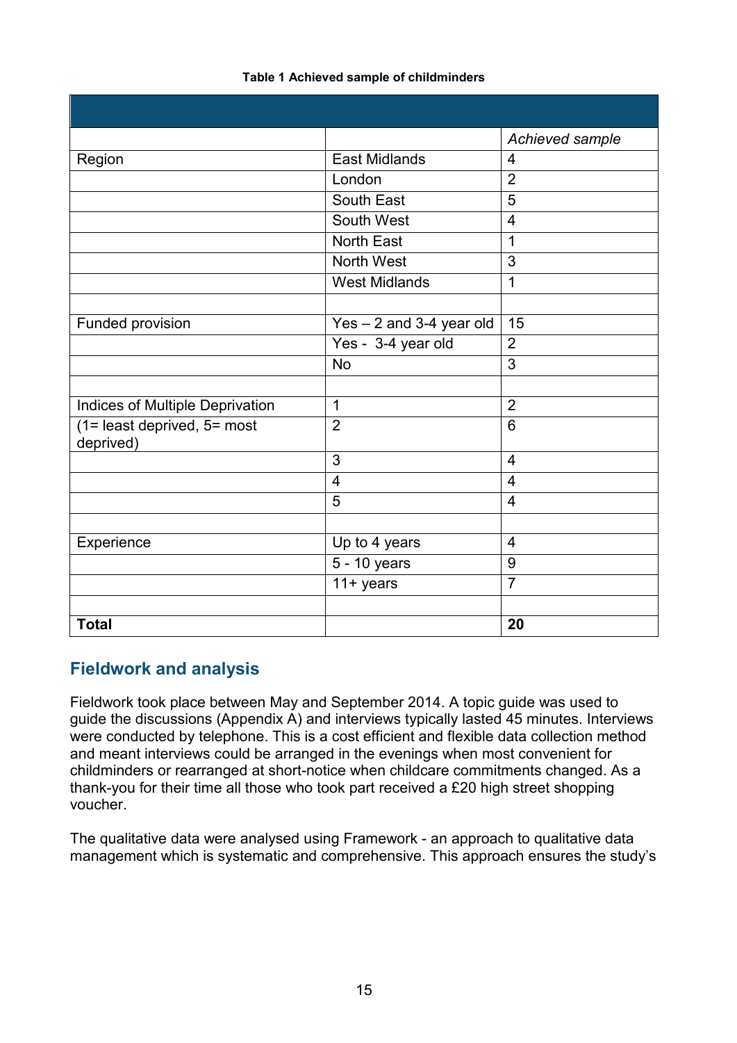**Table 1 Achieved sample of childminders**

| | | *Achieved sample* |
|---|---|---|
| Region | East Midlands | 4 |
| | London | 2 |
| | South East | 5 |
| | South West | 4 |
| | North East | 1 |
| | North West | 3 |
| | West Midlands | 1 |
| | | |
| Funded provision | Yes – 2 and 3-4 year old | 15 |
| | Yes - 3-4 year old | 2 |
| | No | 3 |
| | | |
| Indices of Multiple Deprivation | 1 | 2 |
| (1= least deprived, 5= most deprived) | 2 | 6 |
| | 3 | 4 |
| | 4 | 4 |
| | 5 | 4 |
| | | |
| Experience | Up to 4 years | 4 |
| | 5 - 10 years | 9 |
| | 11+ years | 7 |
| | | |
| **Total** | | **20** |

## Fieldwork and analysis

Fieldwork took place between May and September 2014. A topic guide was used to guide the discussions (Appendix A) and interviews typically lasted 45 minutes. Interviews were conducted by telephone. This is a cost efficient and flexible data collection method and meant interviews could be arranged in the evenings when most convenient for childminders or rearranged at short-notice when childcare commitments changed. As a thank-you for their time all those who took part received a £20 high street shopping voucher.

The qualitative data were analysed using Framework - an approach to qualitative data management which is systematic and comprehensive. This approach ensures the study's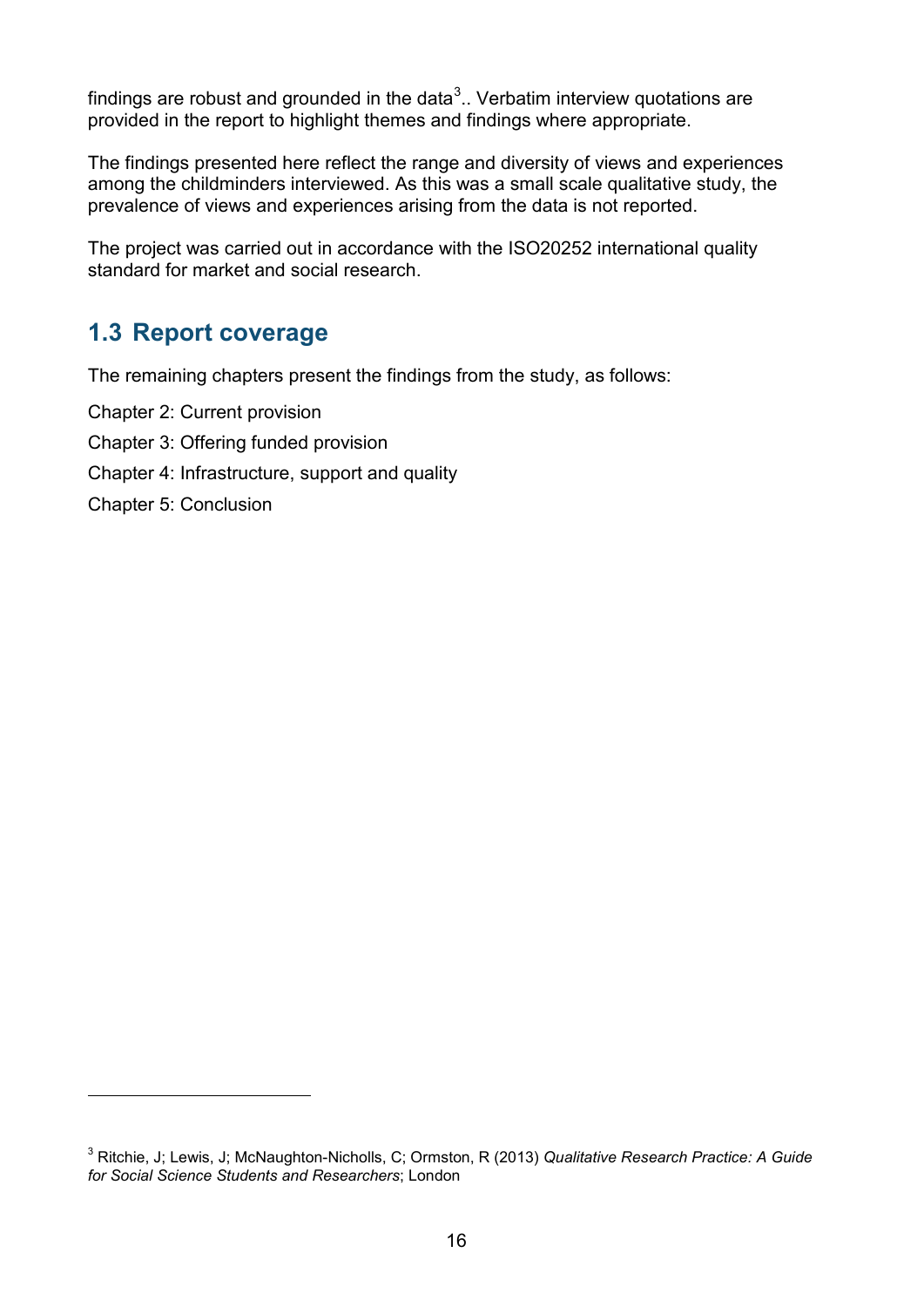findings are robust and grounded in the data[3].. Verbatim interview quotations are provided in the report to highlight themes and findings where appropriate.

The findings presented here reflect the range and diversity of views and experiences among the childminders interviewed. As this was a small scale qualitative study, the prevalence of views and experiences arising from the data is not reported.

The project was carried out in accordance with the ISO20252 international quality standard for market and social research.

## 1.3 Report coverage

The remaining chapters present the findings from the study, as follows:

Chapter 2: Current provision

Chapter 3: Offering funded provision

Chapter 4: Infrastructure, support and quality

Chapter 5: Conclusion

---

[3] Ritchie, J; Lewis, J; McNaughton-Nicholls, C; Ormston, R (2013) *Qualitative Research Practice: A Guide for Social Science Students and Researchers*; London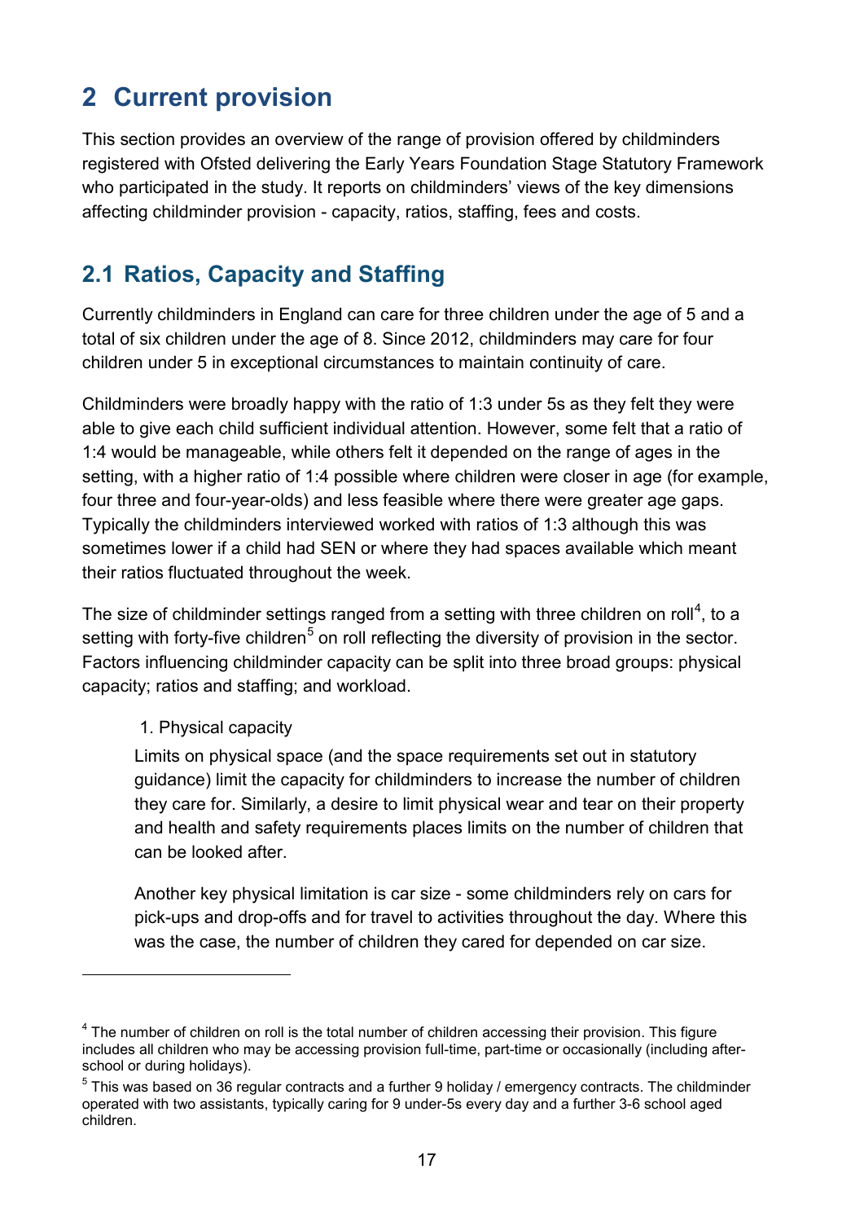# 2 Current provision

This section provides an overview of the range of provision offered by childminders registered with Ofsted delivering the Early Years Foundation Stage Statutory Framework who participated in the study. It reports on childminders' views of the key dimensions affecting childminder provision - capacity, ratios, staffing, fees and costs.

## 2.1 Ratios, Capacity and Staffing

Currently childminders in England can care for three children under the age of 5 and a total of six children under the age of 8. Since 2012, childminders may care for four children under 5 in exceptional circumstances to maintain continuity of care.

Childminders were broadly happy with the ratio of 1:3 under 5s as they felt they were able to give each child sufficient individual attention. However, some felt that a ratio of 1:4 would be manageable, while others felt it depended on the range of ages in the setting, with a higher ratio of 1:4 possible where children were closer in age (for example, four three and four-year-olds) and less feasible where there were greater age gaps. Typically the childminders interviewed worked with ratios of 1:3 although this was sometimes lower if a child had SEN or where they had spaces available which meant their ratios fluctuated throughout the week.

The size of childminder settings ranged from a setting with three children on roll[4], to a setting with forty-five children[5] on roll reflecting the diversity of provision in the sector. Factors influencing childminder capacity can be split into three broad groups: physical capacity; ratios and staffing; and workload.

1. Physical capacity

   Limits on physical space (and the space requirements set out in statutory guidance) limit the capacity for childminders to increase the number of children they care for. Similarly, a desire to limit physical wear and tear on their property and health and safety requirements places limits on the number of children that can be looked after.

   Another key physical limitation is car size - some childminders rely on cars for pick-ups and drop-offs and for travel to activities throughout the day. Where this was the case, the number of children they cared for depended on car size.

---

[4] The number of children on roll is the total number of children accessing their provision. This figure includes all children who may be accessing provision full-time, part-time or occasionally (including after-school or during holidays).

[5] This was based on 36 regular contracts and a further 9 holiday / emergency contracts. The childminder operated with two assistants, typically caring for 9 under-5s every day and a further 3-6 school aged children.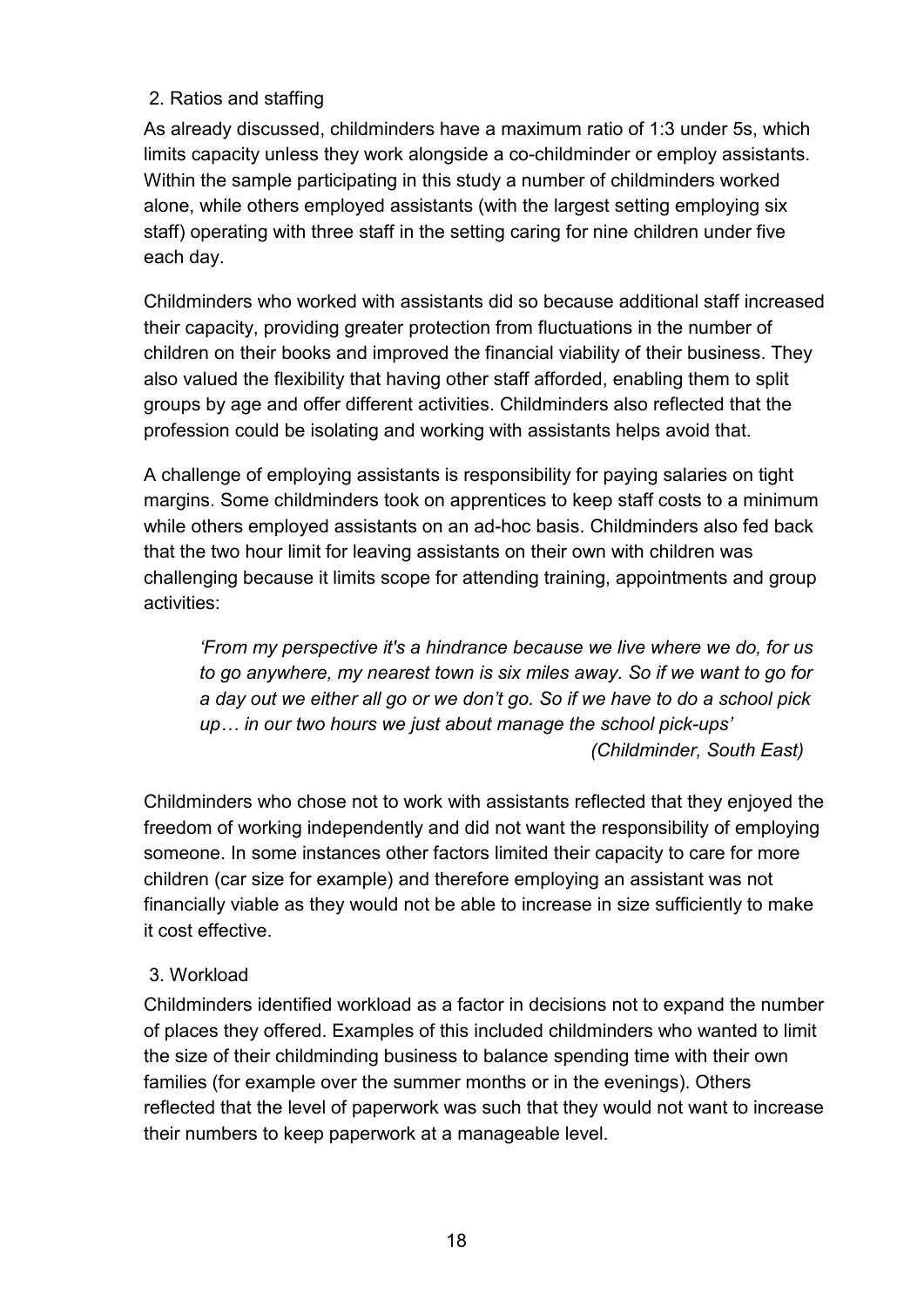## 2. Ratios and staffing

As already discussed, childminders have a maximum ratio of 1:3 under 5s, which limits capacity unless they work alongside a co-childminder or employ assistants. Within the sample participating in this study a number of childminders worked alone, while others employed assistants (with the largest setting employing six staff) operating with three staff in the setting caring for nine children under five each day.

Childminders who worked with assistants did so because additional staff increased their capacity, providing greater protection from fluctuations in the number of children on their books and improved the financial viability of their business. They also valued the flexibility that having other staff afforded, enabling them to split groups by age and offer different activities. Childminders also reflected that the profession could be isolating and working with assistants helps avoid that.

A challenge of employing assistants is responsibility for paying salaries on tight margins. Some childminders took on apprentices to keep staff costs to a minimum while others employed assistants on an ad-hoc basis. Childminders also fed back that the two hour limit for leaving assistants on their own with children was challenging because it limits scope for attending training, appointments and group activities:

> *'From my perspective it's a hindrance because we live where we do, for us to go anywhere, my nearest town is six miles away. So if we want to go for a day out we either all go or we don't go. So if we have to do a school pick up… in our two hours we just about manage the school pick-ups'*
>
> *(Childminder, South East)*

Childminders who chose not to work with assistants reflected that they enjoyed the freedom of working independently and did not want the responsibility of employing someone. In some instances other factors limited their capacity to care for more children (car size for example) and therefore employing an assistant was not financially viable as they would not be able to increase in size sufficiently to make it cost effective.

## 3. Workload

Childminders identified workload as a factor in decisions not to expand the number of places they offered. Examples of this included childminders who wanted to limit the size of their childminding business to balance spending time with their own families (for example over the summer months or in the evenings). Others reflected that the level of paperwork was such that they would not want to increase their numbers to keep paperwork at a manageable level.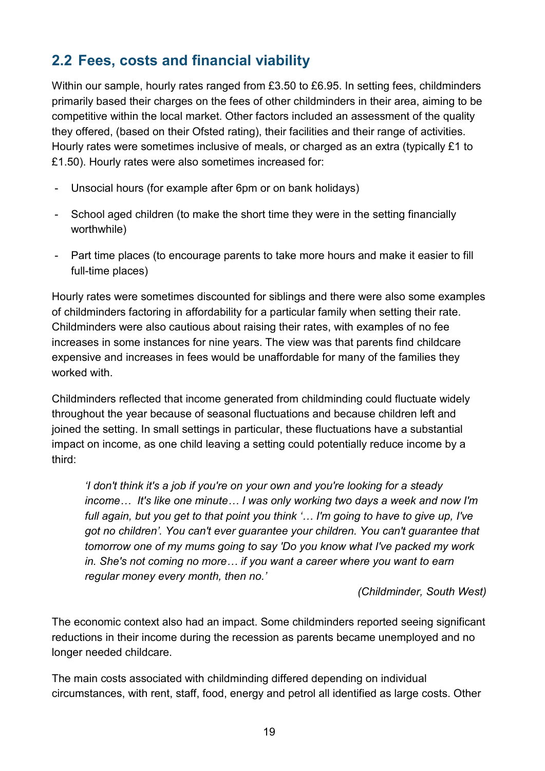## 2.2 Fees, costs and financial viability

Within our sample, hourly rates ranged from £3.50 to £6.95. In setting fees, childminders primarily based their charges on the fees of other childminders in their area, aiming to be competitive within the local market. Other factors included an assessment of the quality they offered, (based on their Ofsted rating), their facilities and their range of activities. Hourly rates were sometimes inclusive of meals, or charged as an extra (typically £1 to £1.50). Hourly rates were also sometimes increased for:

- Unsocial hours (for example after 6pm or on bank holidays)
- School aged children (to make the short time they were in the setting financially worthwhile)
- Part time places (to encourage parents to take more hours and make it easier to fill full-time places)

Hourly rates were sometimes discounted for siblings and there were also some examples of childminders factoring in affordability for a particular family when setting their rate. Childminders were also cautious about raising their rates, with examples of no fee increases in some instances for nine years. The view was that parents find childcare expensive and increases in fees would be unaffordable for many of the families they worked with.

Childminders reflected that income generated from childminding could fluctuate widely throughout the year because of seasonal fluctuations and because children left and joined the setting. In small settings in particular, these fluctuations have a substantial impact on income, as one child leaving a setting could potentially reduce income by a third:

> *'I don't think it's a job if you're on your own and you're looking for a steady income… It's like one minute… I was only working two days a week and now I'm full again, but you get to that point you think '… I'm going to have to give up, I've got no children'. You can't ever guarantee your children. You can't guarantee that tomorrow one of my mums going to say 'Do you know what I've packed my work in. She's not coming no more… if you want a career where you want to earn regular money every month, then no.'*
>
> *(Childminder, South West)*

The economic context also had an impact. Some childminders reported seeing significant reductions in their income during the recession as parents became unemployed and no longer needed childcare.

The main costs associated with childminding differed depending on individual circumstances, with rent, staff, food, energy and petrol all identified as large costs. Other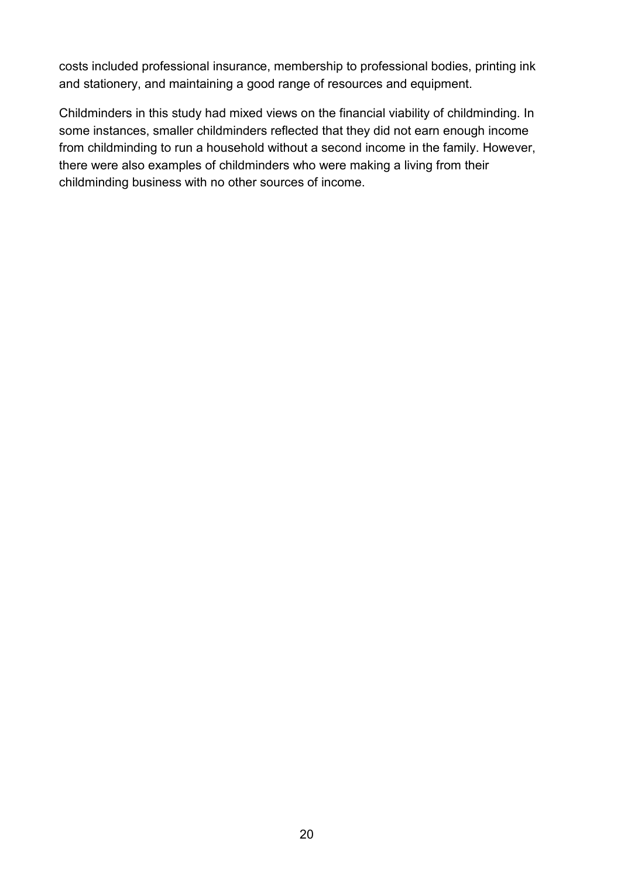costs included professional insurance, membership to professional bodies, printing ink and stationery, and maintaining a good range of resources and equipment.

Childminders in this study had mixed views on the financial viability of childminding. In some instances, smaller childminders reflected that they did not earn enough income from childminding to run a household without a second income in the family. However, there were also examples of childminders who were making a living from their childminding business with no other sources of income.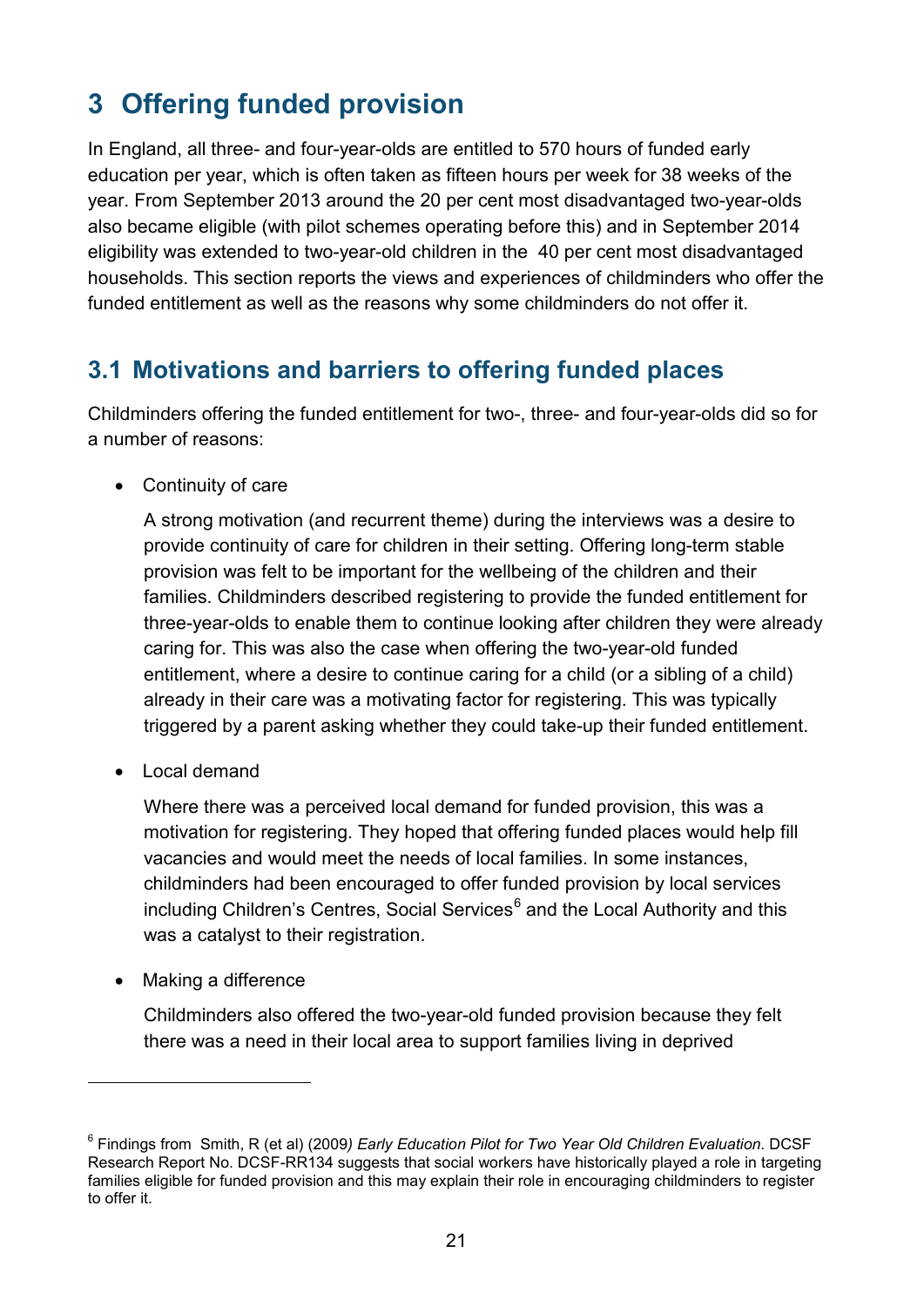# 3 Offering funded provision

In England, all three- and four-year-olds are entitled to 570 hours of funded early education per year, which is often taken as fifteen hours per week for 38 weeks of the year. From September 2013 around the 20 per cent most disadvantaged two-year-olds also became eligible (with pilot schemes operating before this) and in September 2014 eligibility was extended to two-year-old children in the 40 per cent most disadvantaged households. This section reports the views and experiences of childminders who offer the funded entitlement as well as the reasons why some childminders do not offer it.

## 3.1 Motivations and barriers to offering funded places

Childminders offering the funded entitlement for two-, three- and four-year-olds did so for a number of reasons:

- Continuity of care

  A strong motivation (and recurrent theme) during the interviews was a desire to provide continuity of care for children in their setting. Offering long-term stable provision was felt to be important for the wellbeing of the children and their families. Childminders described registering to provide the funded entitlement for three-year-olds to enable them to continue looking after children they were already caring for. This was also the case when offering the two-year-old funded entitlement, where a desire to continue caring for a child (or a sibling of a child) already in their care was a motivating factor for registering. This was typically triggered by a parent asking whether they could take-up their funded entitlement.

- Local demand

  Where there was a perceived local demand for funded provision, this was a motivation for registering. They hoped that offering funded places would help fill vacancies and would meet the needs of local families. In some instances, childminders had been encouraged to offer funded provision by local services including Children's Centres, Social Services[6] and the Local Authority and this was a catalyst to their registration.

- Making a difference

  Childminders also offered the two-year-old funded provision because they felt there was a need in their local area to support families living in deprived

---

[6] Findings from Smith, R (et al) (2009) *Early Education Pilot for Two Year Old Children Evaluation*. DCSF Research Report No. DCSF-RR134 suggests that social workers have historically played a role in targeting families eligible for funded provision and this may explain their role in encouraging childminders to register to offer it.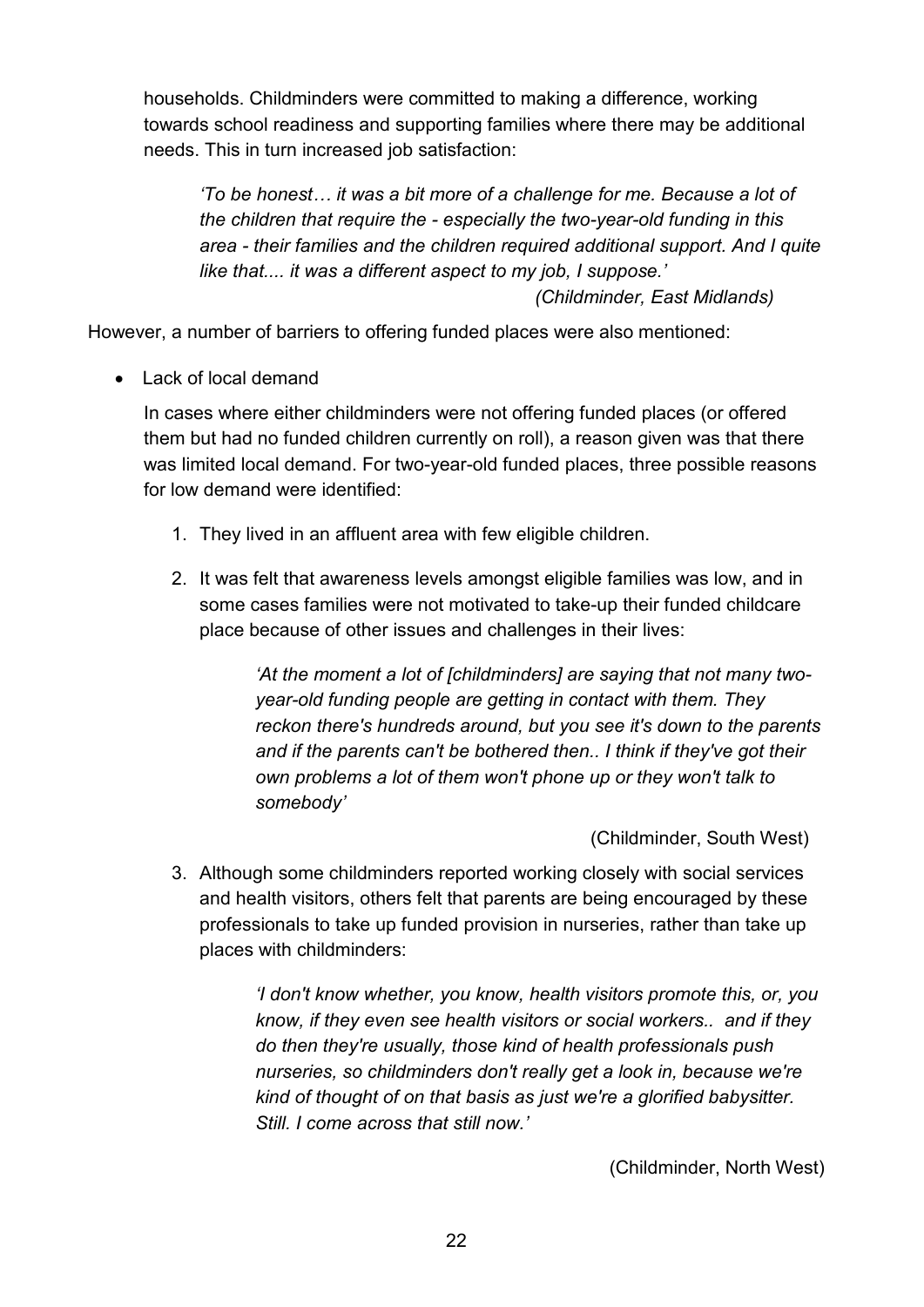households. Childminders were committed to making a difference, working towards school readiness and supporting families where there may be additional needs. This in turn increased job satisfaction:

> *'To be honest… it was a bit more of a challenge for me. Because a lot of the children that require the - especially the two-year-old funding in this area - their families and the children required additional support. And I quite like that.... it was a different aspect to my job, I suppose.'*
>
> *(Childminder, East Midlands)*

However, a number of barriers to offering funded places were also mentioned:

- Lack of local demand

  In cases where either childminders were not offering funded places (or offered them but had no funded children currently on roll), a reason given was that there was limited local demand. For two-year-old funded places, three possible reasons for low demand were identified:

  1. They lived in an affluent area with few eligible children.
  2. It was felt that awareness levels amongst eligible families was low, and in some cases families were not motivated to take-up their funded childcare place because of other issues and challenges in their lives:

     > *'At the moment a lot of [childminders] are saying that not many two-year-old funding people are getting in contact with them. They reckon there's hundreds around, but you see it's down to the parents and if the parents can't be bothered then.. I think if they've got their own problems a lot of them won't phone up or they won't talk to somebody'*
     >
     > (Childminder, South West)

  3. Although some childminders reported working closely with social services and health visitors, others felt that parents are being encouraged by these professionals to take up funded provision in nurseries, rather than take up places with childminders:

     > *'I don't know whether, you know, health visitors promote this, or, you know, if they even see health visitors or social workers.. and if they do then they're usually, those kind of health professionals push nurseries, so childminders don't really get a look in, because we're kind of thought of on that basis as just we're a glorified babysitter. Still. I come across that still now.'*
     >
     > (Childminder, North West)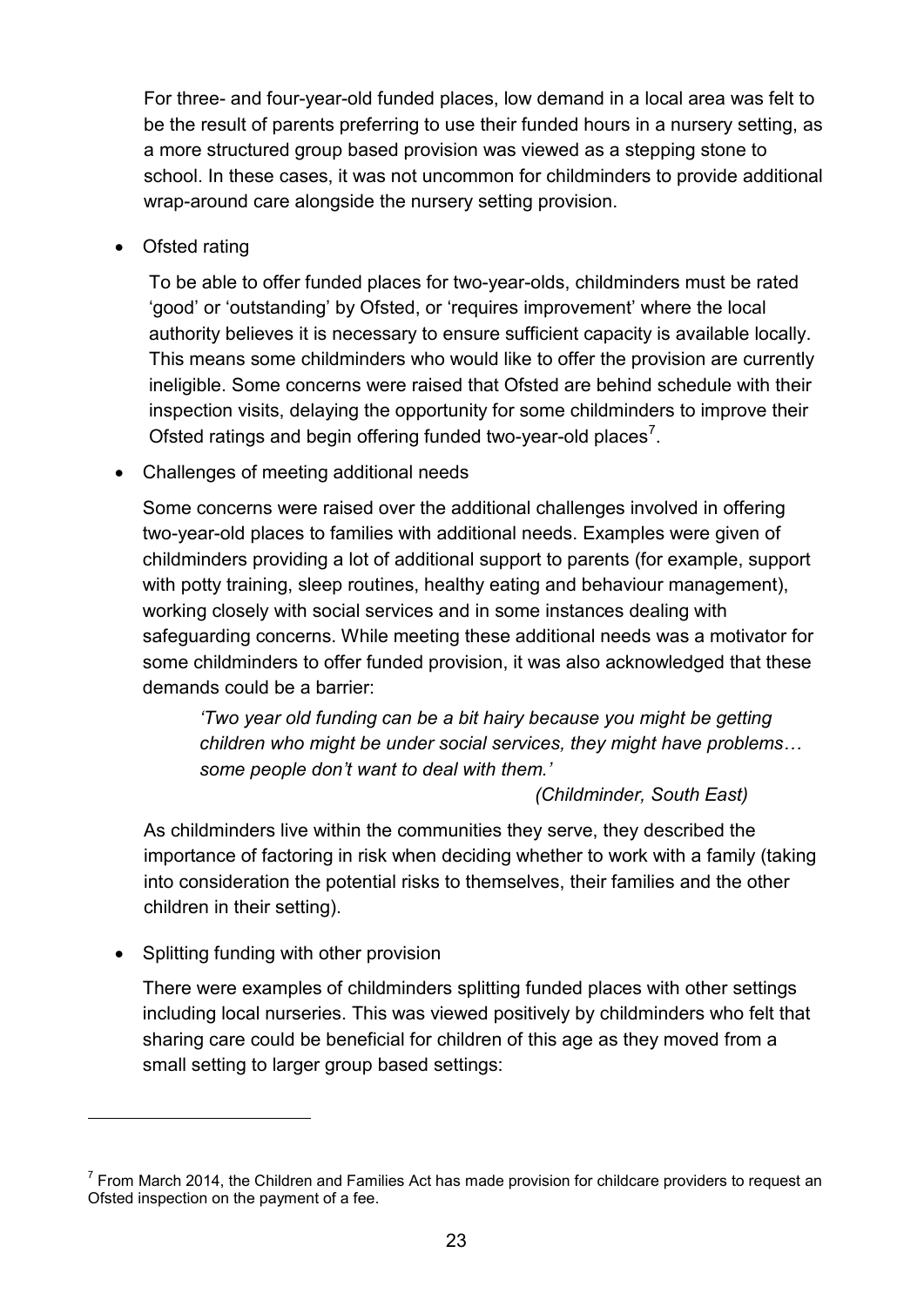For three- and four-year-old funded places, low demand in a local area was felt to be the result of parents preferring to use their funded hours in a nursery setting, as a more structured group based provision was viewed as a stepping stone to school. In these cases, it was not uncommon for childminders to provide additional wrap-around care alongside the nursery setting provision.

- Ofsted rating

  To be able to offer funded places for two-year-olds, childminders must be rated 'good' or 'outstanding' by Ofsted, or 'requires improvement' where the local authority believes it is necessary to ensure sufficient capacity is available locally. This means some childminders who would like to offer the provision are currently ineligible. Some concerns were raised that Ofsted are behind schedule with their inspection visits, delaying the opportunity for some childminders to improve their Ofsted ratings and begin offering funded two-year-old places[7].

- Challenges of meeting additional needs

  Some concerns were raised over the additional challenges involved in offering two-year-old places to families with additional needs. Examples were given of childminders providing a lot of additional support to parents (for example, support with potty training, sleep routines, healthy eating and behaviour management), working closely with social services and in some instances dealing with safeguarding concerns. While meeting these additional needs was a motivator for some childminders to offer funded provision, it was also acknowledged that these demands could be a barrier:

  > *'Two year old funding can be a bit hairy because you might be getting children who might be under social services, they might have problems… some people don't want to deal with them.'*
  >
  > *(Childminder, South East)*

  As childminders live within the communities they serve, they described the importance of factoring in risk when deciding whether to work with a family (taking into consideration the potential risks to themselves, their families and the other children in their setting).

- Splitting funding with other provision

  There were examples of childminders splitting funded places with other settings including local nurseries. This was viewed positively by childminders who felt that sharing care could be beneficial for children of this age as they moved from a small setting to larger group based settings:

---

[7] From March 2014, the Children and Families Act has made provision for childcare providers to request an Ofsted inspection on the payment of a fee.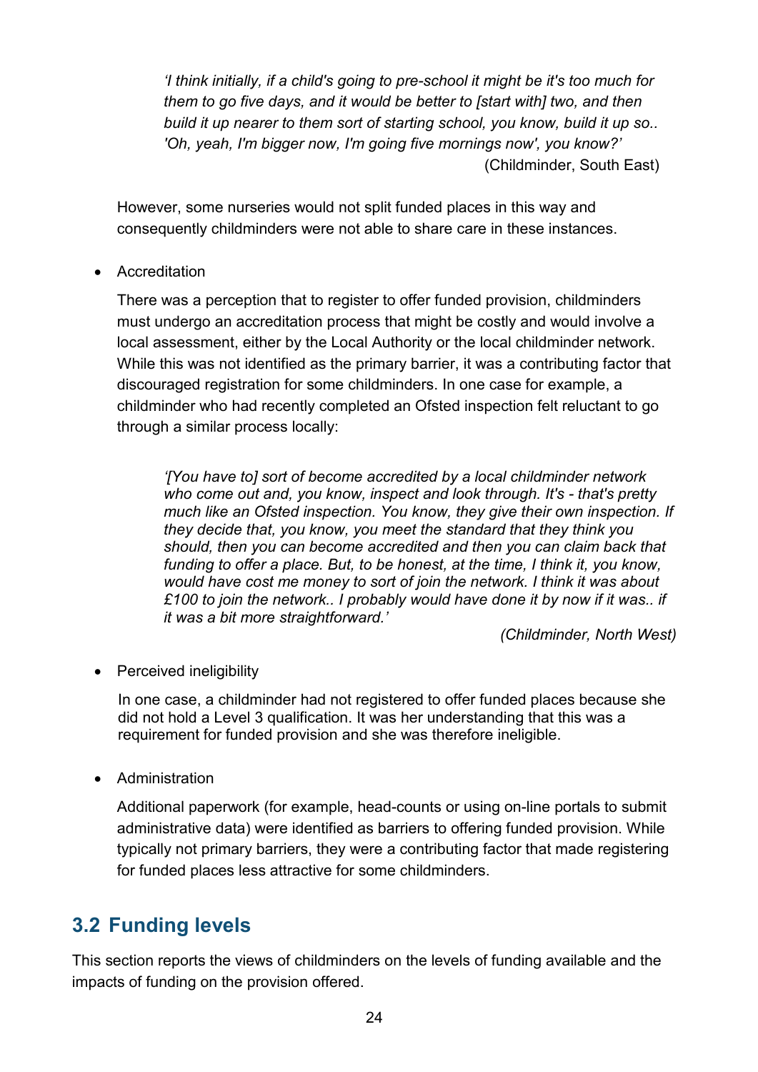> *'I think initially, if a child's going to pre-school it might be it's too much for them to go five days, and it would be better to [start with] two, and then build it up nearer to them sort of starting school, you know, build it up so.. 'Oh, yeah, I'm bigger now, I'm going five mornings now', you know?'*
>
> (Childminder, South East)

However, some nurseries would not split funded places in this way and consequently childminders were not able to share care in these instances.

- Accreditation

  There was a perception that to register to offer funded provision, childminders must undergo an accreditation process that might be costly and would involve a local assessment, either by the Local Authority or the local childminder network. While this was not identified as the primary barrier, it was a contributing factor that discouraged registration for some childminders. In one case for example, a childminder who had recently completed an Ofsted inspection felt reluctant to go through a similar process locally:

  > *'[You have to] sort of become accredited by a local childminder network who come out and, you know, inspect and look through. It's - that's pretty much like an Ofsted inspection. You know, they give their own inspection. If they decide that, you know, you meet the standard that they think you should, then you can become accredited and then you can claim back that funding to offer a place. But, to be honest, at the time, I think it, you know, would have cost me money to sort of join the network. I think it was about £100 to join the network.. I probably would have done it by now if it was.. if it was a bit more straightforward.'*
  >
  > *(Childminder, North West)*

- Perceived ineligibility

  In one case, a childminder had not registered to offer funded places because she did not hold a Level 3 qualification. It was her understanding that this was a requirement for funded provision and she was therefore ineligible.

- Administration

  Additional paperwork (for example, head-counts or using on-line portals to submit administrative data) were identified as barriers to offering funded provision. While typically not primary barriers, they were a contributing factor that made registering for funded places less attractive for some childminders.

## 3.2 Funding levels

This section reports the views of childminders on the levels of funding available and the impacts of funding on the provision offered.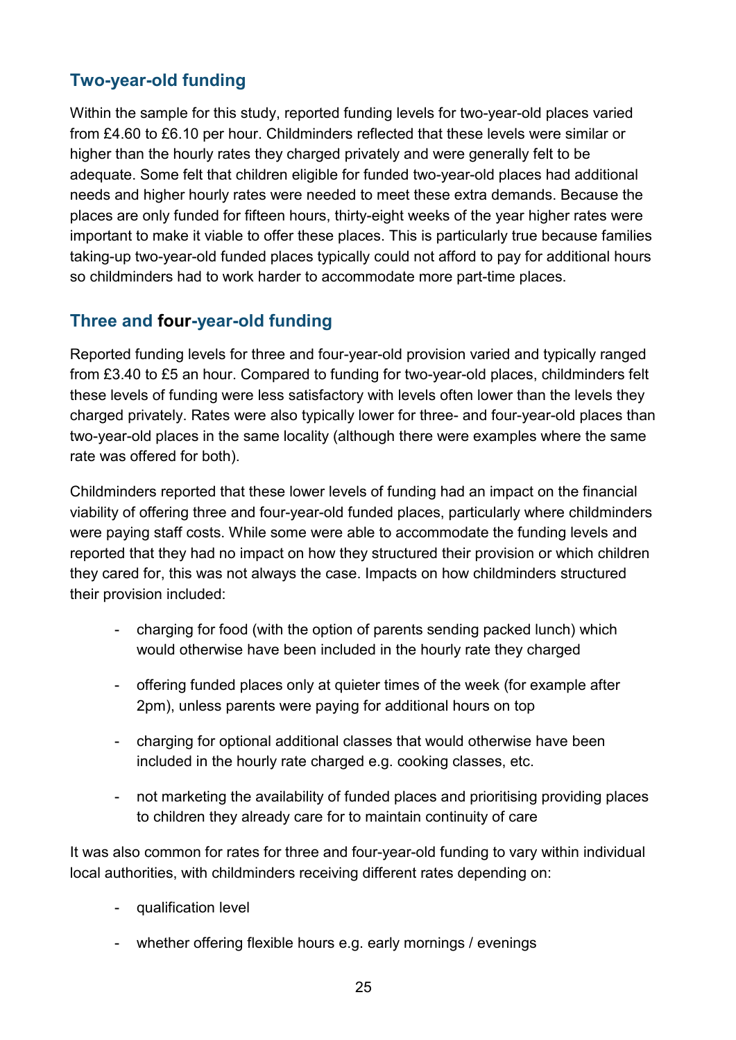## Two-year-old funding

Within the sample for this study, reported funding levels for two-year-old places varied from £4.60 to £6.10 per hour. Childminders reflected that these levels were similar or higher than the hourly rates they charged privately and were generally felt to be adequate. Some felt that children eligible for funded two-year-old places had additional needs and higher hourly rates were needed to meet these extra demands. Because the places are only funded for fifteen hours, thirty-eight weeks of the year higher rates were important to make it viable to offer these places. This is particularly true because families taking-up two-year-old funded places typically could not afford to pay for additional hours so childminders had to work harder to accommodate more part-time places.

## Three and four-year-old funding

Reported funding levels for three and four-year-old provision varied and typically ranged from £3.40 to £5 an hour. Compared to funding for two-year-old places, childminders felt these levels of funding were less satisfactory with levels often lower than the levels they charged privately. Rates were also typically lower for three- and four-year-old places than two-year-old places in the same locality (although there were examples where the same rate was offered for both).

Childminders reported that these lower levels of funding had an impact on the financial viability of offering three and four-year-old funded places, particularly where childminders were paying staff costs. While some were able to accommodate the funding levels and reported that they had no impact on how they structured their provision or which children they cared for, this was not always the case. Impacts on how childminders structured their provision included:

- charging for food (with the option of parents sending packed lunch) which would otherwise have been included in the hourly rate they charged
- offering funded places only at quieter times of the week (for example after 2pm), unless parents were paying for additional hours on top
- charging for optional additional classes that would otherwise have been included in the hourly rate charged e.g. cooking classes, etc.
- not marketing the availability of funded places and prioritising providing places to children they already care for to maintain continuity of care

It was also common for rates for three and four-year-old funding to vary within individual local authorities, with childminders receiving different rates depending on:

- qualification level
- whether offering flexible hours e.g. early mornings / evenings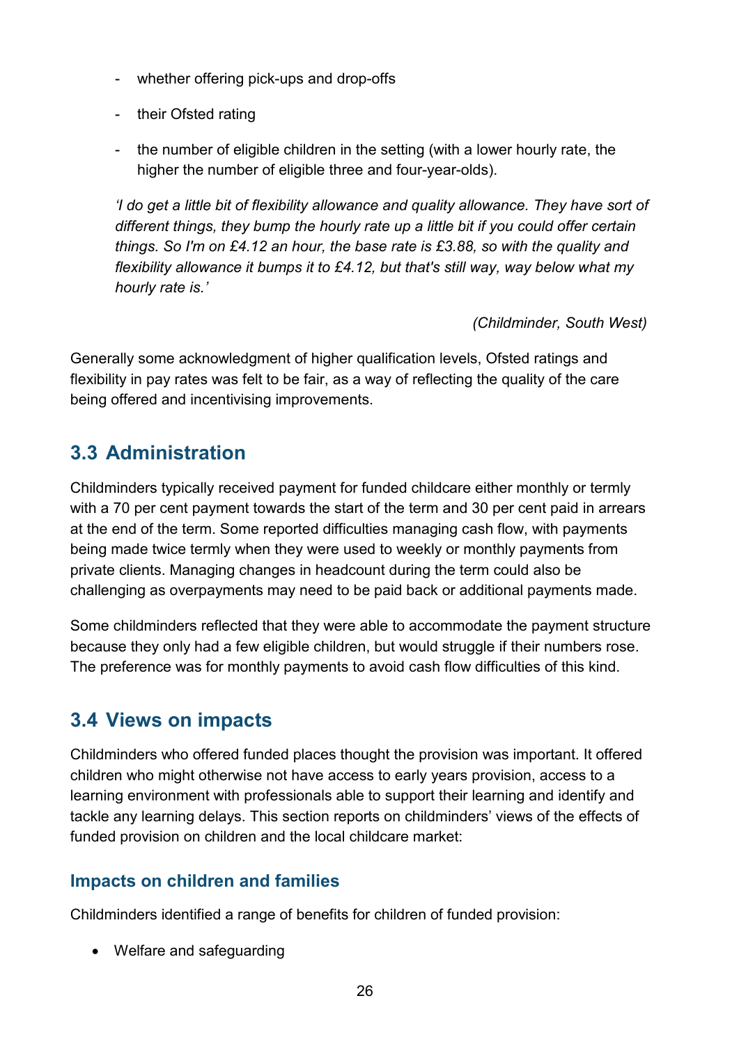- whether offering pick-ups and drop-offs
- their Ofsted rating
- the number of eligible children in the setting (with a lower hourly rate, the higher the number of eligible three and four-year-olds).

*'I do get a little bit of flexibility allowance and quality allowance. They have sort of different things, they bump the hourly rate up a little bit if you could offer certain things. So I'm on £4.12 an hour, the base rate is £3.88, so with the quality and flexibility allowance it bumps it to £4.12, but that's still way, way below what my hourly rate is.'*

*(Childminder, South West)*

Generally some acknowledgment of higher qualification levels, Ofsted ratings and flexibility in pay rates was felt to be fair, as a way of reflecting the quality of the care being offered and incentivising improvements.

## 3.3 Administration

Childminders typically received payment for funded childcare either monthly or termly with a 70 per cent payment towards the start of the term and 30 per cent paid in arrears at the end of the term. Some reported difficulties managing cash flow, with payments being made twice termly when they were used to weekly or monthly payments from private clients. Managing changes in headcount during the term could also be challenging as overpayments may need to be paid back or additional payments made.

Some childminders reflected that they were able to accommodate the payment structure because they only had a few eligible children, but would struggle if their numbers rose. The preference was for monthly payments to avoid cash flow difficulties of this kind.

## 3.4 Views on impacts

Childminders who offered funded places thought the provision was important. It offered children who might otherwise not have access to early years provision, access to a learning environment with professionals able to support their learning and identify and tackle any learning delays. This section reports on childminders' views of the effects of funded provision on children and the local childcare market:

### Impacts on children and families

Childminders identified a range of benefits for children of funded provision:

- Welfare and safeguarding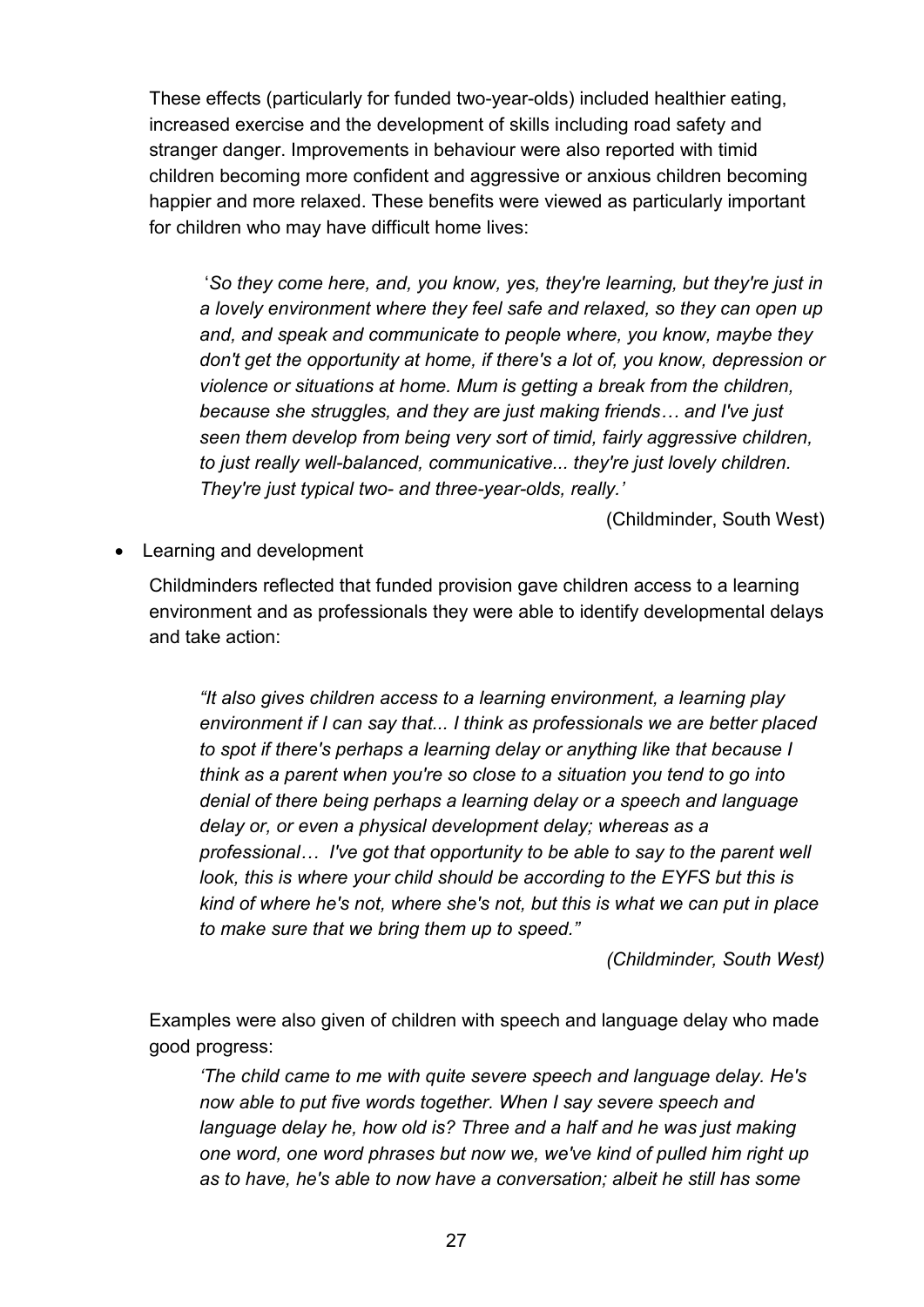These effects (particularly for funded two-year-olds) included healthier eating, increased exercise and the development of skills including road safety and stranger danger. Improvements in behaviour were also reported with timid children becoming more confident and aggressive or anxious children becoming happier and more relaxed. These benefits were viewed as particularly important for children who may have difficult home lives:

> '*So they come here, and, you know, yes, they're learning, but they're just in a lovely environment where they feel safe and relaxed, so they can open up and, and speak and communicate to people where, you know, maybe they don't get the opportunity at home, if there's a lot of, you know, depression or violence or situations at home. Mum is getting a break from the children, because she struggles, and they are just making friends… and I've just seen them develop from being very sort of timid, fairly aggressive children, to just really well-balanced, communicative... they're just lovely children. They're just typical two- and three-year-olds, really.'*
>
> (Childminder, South West)

- Learning and development

  Childminders reflected that funded provision gave children access to a learning environment and as professionals they were able to identify developmental delays and take action:

> *"It also gives children access to a learning environment, a learning play environment if I can say that... I think as professionals we are better placed to spot if there's perhaps a learning delay or anything like that because I think as a parent when you're so close to a situation you tend to go into denial of there being perhaps a learning delay or a speech and language delay or, or even a physical development delay; whereas as a professional… I've got that opportunity to be able to say to the parent well look, this is where your child should be according to the EYFS but this is kind of where he's not, where she's not, but this is what we can put in place to make sure that we bring them up to speed."*
>
> *(Childminder, South West)*

Examples were also given of children with speech and language delay who made good progress:

> *'The child came to me with quite severe speech and language delay. He's now able to put five words together. When I say severe speech and language delay he, how old is? Three and a half and he was just making one word, one word phrases but now we, we've kind of pulled him right up as to have, he's able to now have a conversation; albeit he still has some*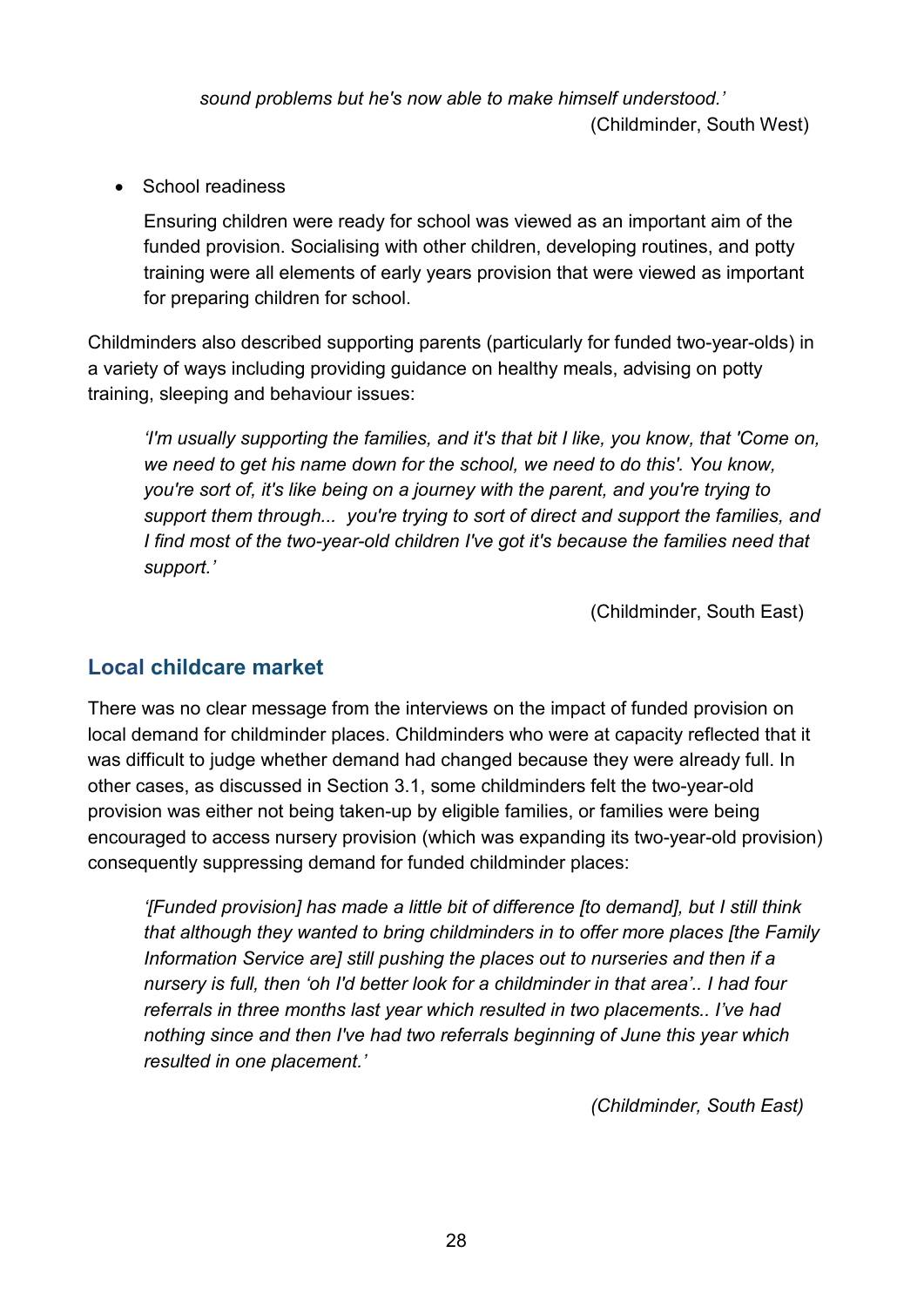*sound problems but he's now able to make himself understood.'*
(Childminder, South West)

- School readiness

  Ensuring children were ready for school was viewed as an important aim of the funded provision. Socialising with other children, developing routines, and potty training were all elements of early years provision that were viewed as important for preparing children for school.

Childminders also described supporting parents (particularly for funded two-year-olds) in a variety of ways including providing guidance on healthy meals, advising on potty training, sleeping and behaviour issues:

> *'I'm usually supporting the families, and it's that bit I like, you know, that 'Come on, we need to get his name down for the school, we need to do this'. You know, you're sort of, it's like being on a journey with the parent, and you're trying to support them through... you're trying to sort of direct and support the families, and I find most of the two-year-old children I've got it's because the families need that support.'*
>
> (Childminder, South East)

## Local childcare market

There was no clear message from the interviews on the impact of funded provision on local demand for childminder places. Childminders who were at capacity reflected that it was difficult to judge whether demand had changed because they were already full. In other cases, as discussed in Section 3.1, some childminders felt the two-year-old provision was either not being taken-up by eligible families, or families were being encouraged to access nursery provision (which was expanding its two-year-old provision) consequently suppressing demand for funded childminder places:

> *'[Funded provision] has made a little bit of difference [to demand], but I still think that although they wanted to bring childminders in to offer more places [the Family Information Service are] still pushing the places out to nurseries and then if a nursery is full, then 'oh I'd better look for a childminder in that area'.. I had four referrals in three months last year which resulted in two placements.. I've had nothing since and then I've had two referrals beginning of June this year which resulted in one placement.'*
>
> *(Childminder, South East)*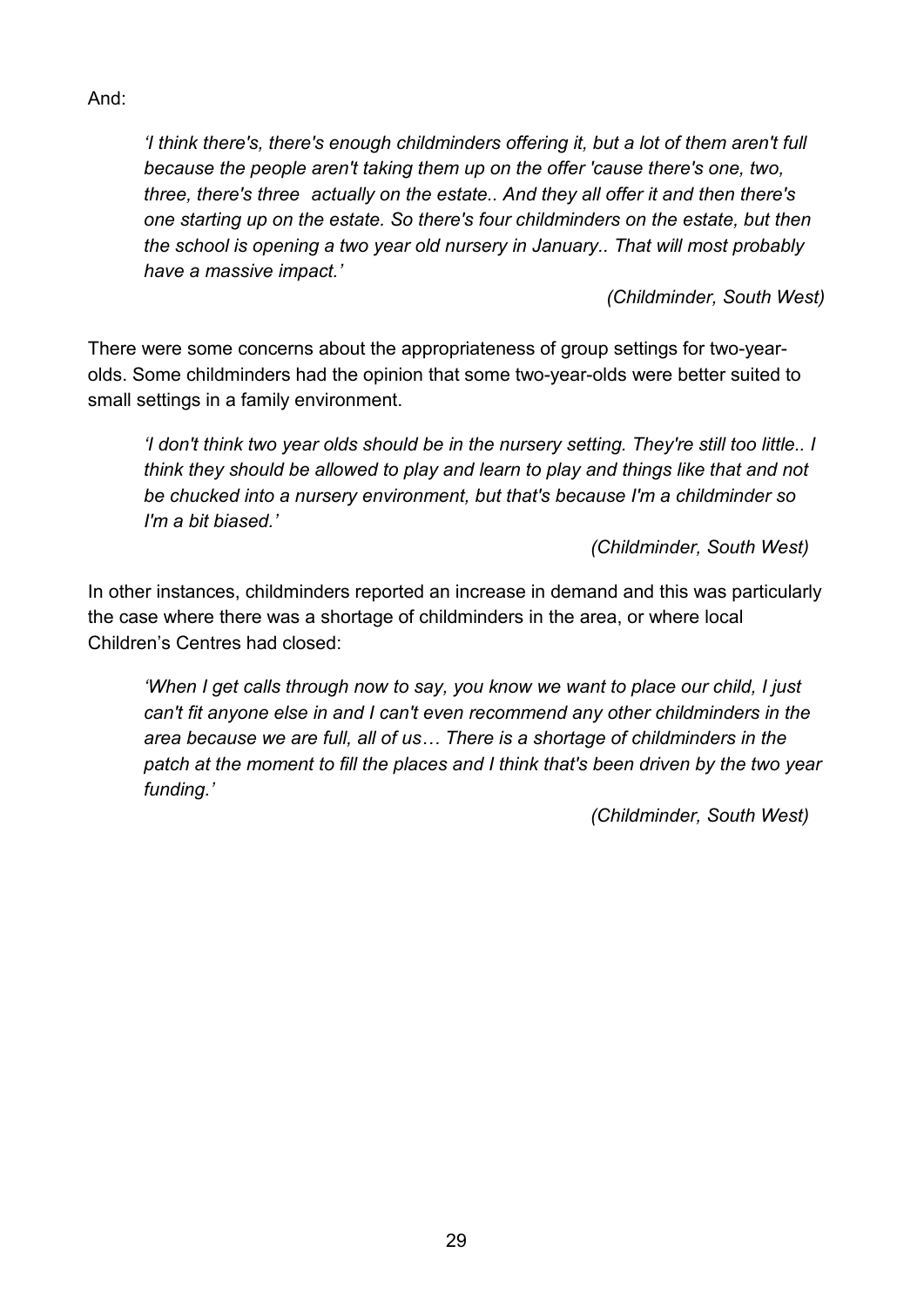And:

> *'I think there's, there's enough childminders offering it, but a lot of them aren't full because the people aren't taking them up on the offer 'cause there's one, two, three, there's three actually on the estate.. And they all offer it and then there's one starting up on the estate. So there's four childminders on the estate, but then the school is opening a two year old nursery in January.. That will most probably have a massive impact.'*
>
> *(Childminder, South West)*

There were some concerns about the appropriateness of group settings for two-year-olds. Some childminders had the opinion that some two-year-olds were better suited to small settings in a family environment.

> *'I don't think two year olds should be in the nursery setting. They're still too little.. I think they should be allowed to play and learn to play and things like that and not be chucked into a nursery environment, but that's because I'm a childminder so I'm a bit biased.'*
>
> *(Childminder, South West)*

In other instances, childminders reported an increase in demand and this was particularly the case where there was a shortage of childminders in the area, or where local Children's Centres had closed:

> *'When I get calls through now to say, you know we want to place our child, I just can't fit anyone else in and I can't even recommend any other childminders in the area because we are full, all of us… There is a shortage of childminders in the patch at the moment to fill the places and I think that's been driven by the two year funding.'*
>
> *(Childminder, South West)*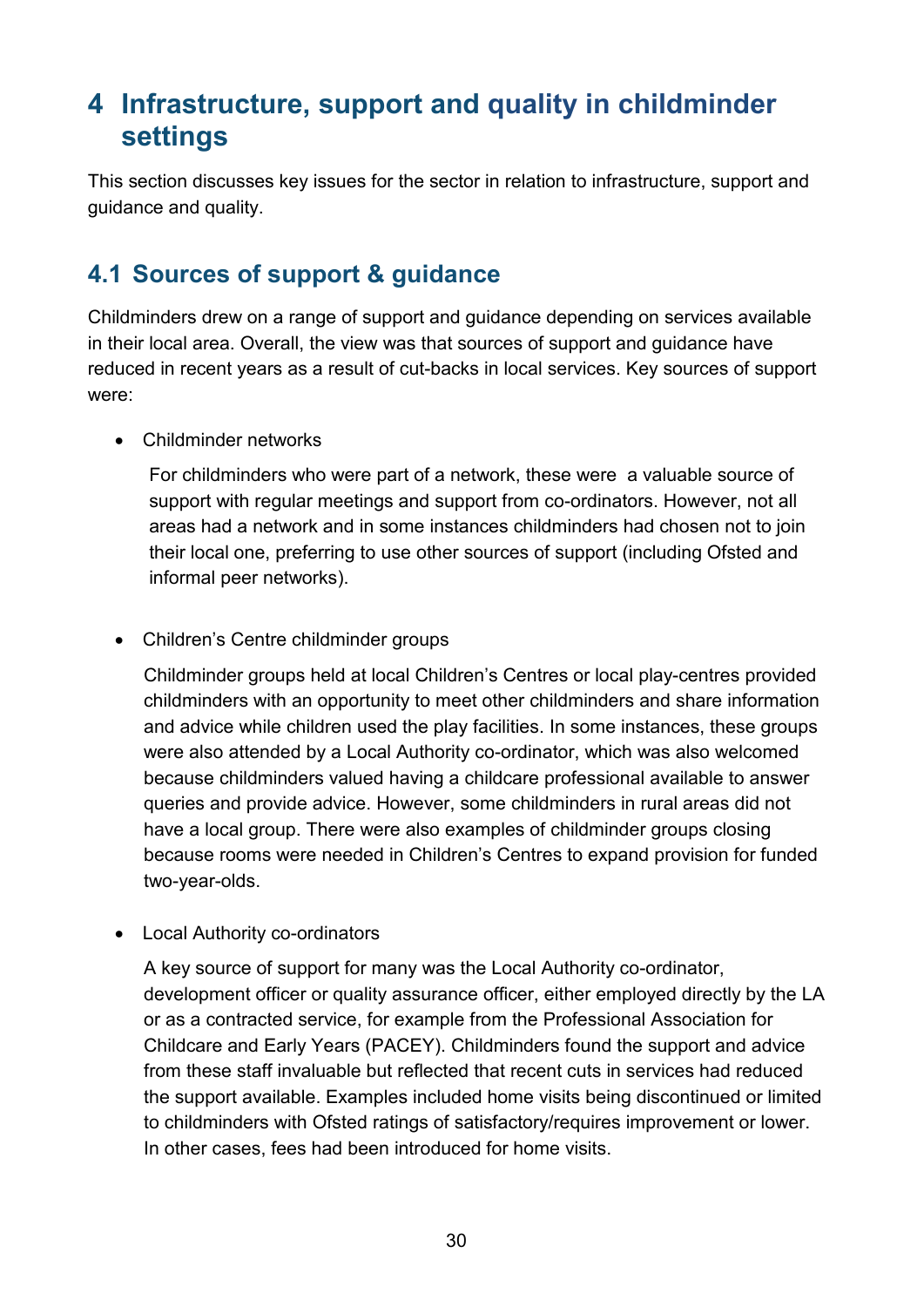# 4 Infrastructure, support and quality in childminder settings

This section discusses key issues for the sector in relation to infrastructure, support and guidance and quality.

## 4.1 Sources of support & guidance

Childminders drew on a range of support and guidance depending on services available in their local area. Overall, the view was that sources of support and guidance have reduced in recent years as a result of cut-backs in local services. Key sources of support were:

- Childminder networks

  For childminders who were part of a network, these were a valuable source of support with regular meetings and support from co-ordinators. However, not all areas had a network and in some instances childminders had chosen not to join their local one, preferring to use other sources of support (including Ofsted and informal peer networks).

- Children's Centre childminder groups

  Childminder groups held at local Children's Centres or local play-centres provided childminders with an opportunity to meet other childminders and share information and advice while children used the play facilities. In some instances, these groups were also attended by a Local Authority co-ordinator, which was also welcomed because childminders valued having a childcare professional available to answer queries and provide advice. However, some childminders in rural areas did not have a local group. There were also examples of childminder groups closing because rooms were needed in Children's Centres to expand provision for funded two-year-olds.

- Local Authority co-ordinators

  A key source of support for many was the Local Authority co-ordinator, development officer or quality assurance officer, either employed directly by the LA or as a contracted service, for example from the Professional Association for Childcare and Early Years (PACEY). Childminders found the support and advice from these staff invaluable but reflected that recent cuts in services had reduced the support available. Examples included home visits being discontinued or limited to childminders with Ofsted ratings of satisfactory/requires improvement or lower. In other cases, fees had been introduced for home visits.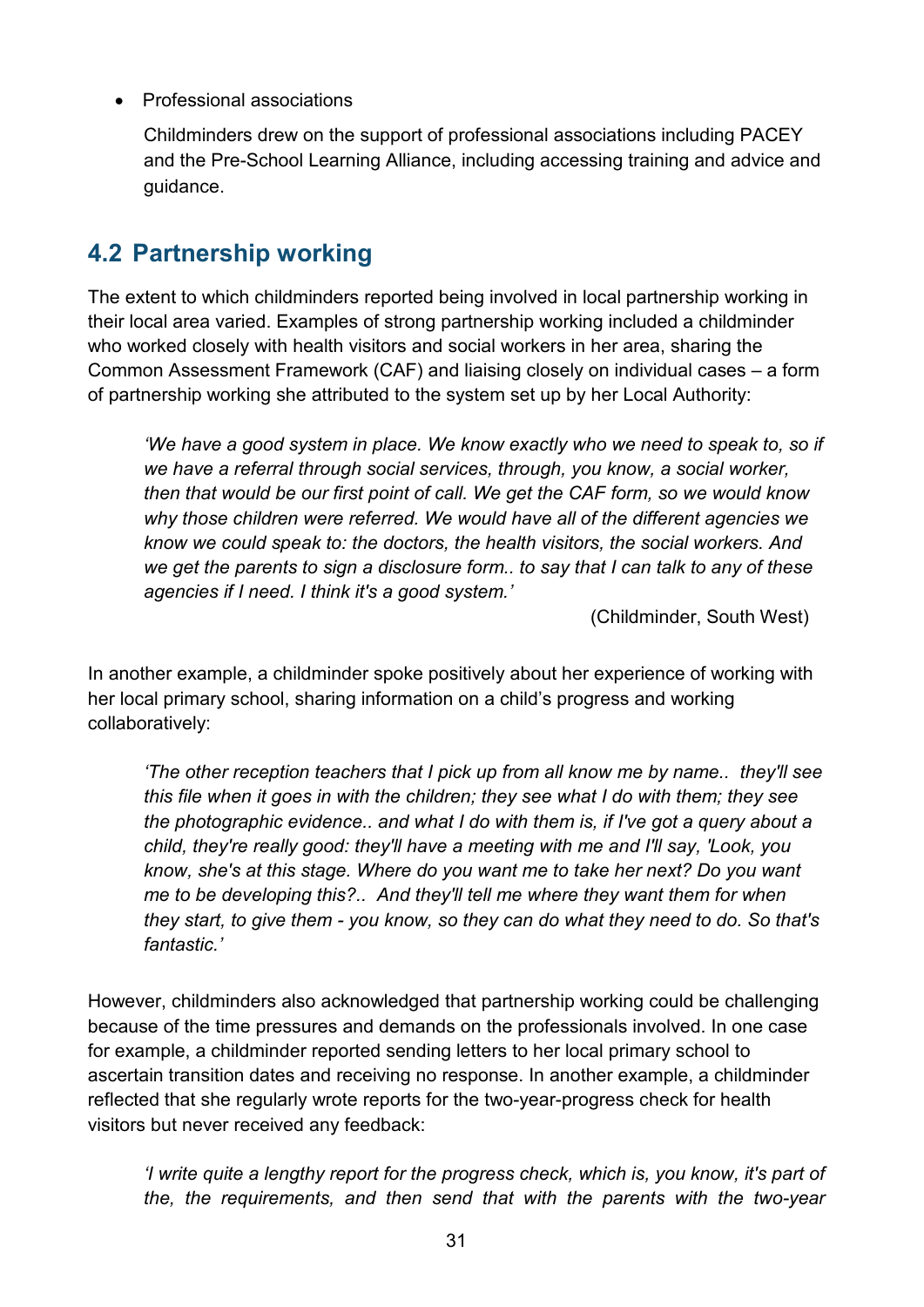- Professional associations

  Childminders drew on the support of professional associations including PACEY and the Pre-School Learning Alliance, including accessing training and advice and guidance.

## 4.2 Partnership working

The extent to which childminders reported being involved in local partnership working in their local area varied. Examples of strong partnership working included a childminder who worked closely with health visitors and social workers in her area, sharing the Common Assessment Framework (CAF) and liaising closely on individual cases – a form of partnership working she attributed to the system set up by her Local Authority:

> *'We have a good system in place. We know exactly who we need to speak to, so if we have a referral through social services, through, you know, a social worker, then that would be our first point of call. We get the CAF form, so we would know why those children were referred. We would have all of the different agencies we know we could speak to: the doctors, the health visitors, the social workers. And we get the parents to sign a disclosure form.. to say that I can talk to any of these agencies if I need. I think it's a good system.'*
>
> (Childminder, South West)

In another example, a childminder spoke positively about her experience of working with her local primary school, sharing information on a child's progress and working collaboratively:

> *'The other reception teachers that I pick up from all know me by name.. they'll see this file when it goes in with the children; they see what I do with them; they see the photographic evidence.. and what I do with them is, if I've got a query about a child, they're really good: they'll have a meeting with me and I'll say, 'Look, you know, she's at this stage. Where do you want me to take her next? Do you want me to be developing this?.. And they'll tell me where they want them for when they start, to give them - you know, so they can do what they need to do. So that's fantastic.'*

However, childminders also acknowledged that partnership working could be challenging because of the time pressures and demands on the professionals involved. In one case for example, a childminder reported sending letters to her local primary school to ascertain transition dates and receiving no response. In another example, a childminder reflected that she regularly wrote reports for the two-year-progress check for health visitors but never received any feedback:

> *'I write quite a lengthy report for the progress check, which is, you know, it's part of the, the requirements, and then send that with the parents with the two-year*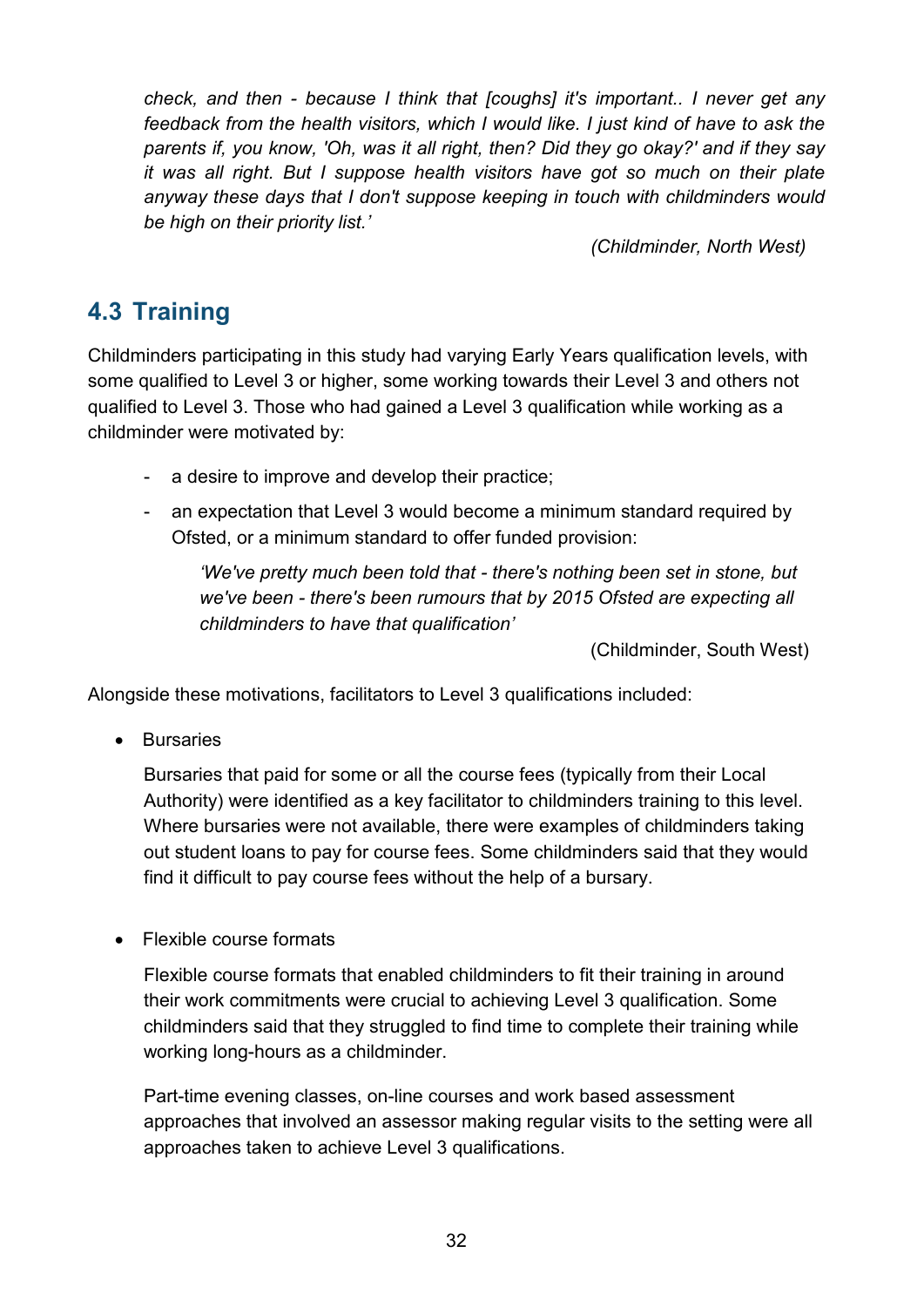*check, and then - because I think that [coughs] it's important.. I never get any feedback from the health visitors, which I would like. I just kind of have to ask the parents if, you know, 'Oh, was it all right, then? Did they go okay?' and if they say it was all right. But I suppose health visitors have got so much on their plate anyway these days that I don't suppose keeping in touch with childminders would be high on their priority list.'*

*(Childminder, North West)*

## 4.3 Training

Childminders participating in this study had varying Early Years qualification levels, with some qualified to Level 3 or higher, some working towards their Level 3 and others not qualified to Level 3. Those who had gained a Level 3 qualification while working as a childminder were motivated by:

- a desire to improve and develop their practice;
- an expectation that Level 3 would become a minimum standard required by Ofsted, or a minimum standard to offer funded provision:

  *'We've pretty much been told that - there's nothing been set in stone, but we've been - there's been rumours that by 2015 Ofsted are expecting all childminders to have that qualification'*

  (Childminder, South West)

Alongside these motivations, facilitators to Level 3 qualifications included:

- Bursaries

  Bursaries that paid for some or all the course fees (typically from their Local Authority) were identified as a key facilitator to childminders training to this level. Where bursaries were not available, there were examples of childminders taking out student loans to pay for course fees. Some childminders said that they would find it difficult to pay course fees without the help of a bursary.

- Flexible course formats

  Flexible course formats that enabled childminders to fit their training in around their work commitments were crucial to achieving Level 3 qualification. Some childminders said that they struggled to find time to complete their training while working long-hours as a childminder.

  Part-time evening classes, on-line courses and work based assessment approaches that involved an assessor making regular visits to the setting were all approaches taken to achieve Level 3 qualifications.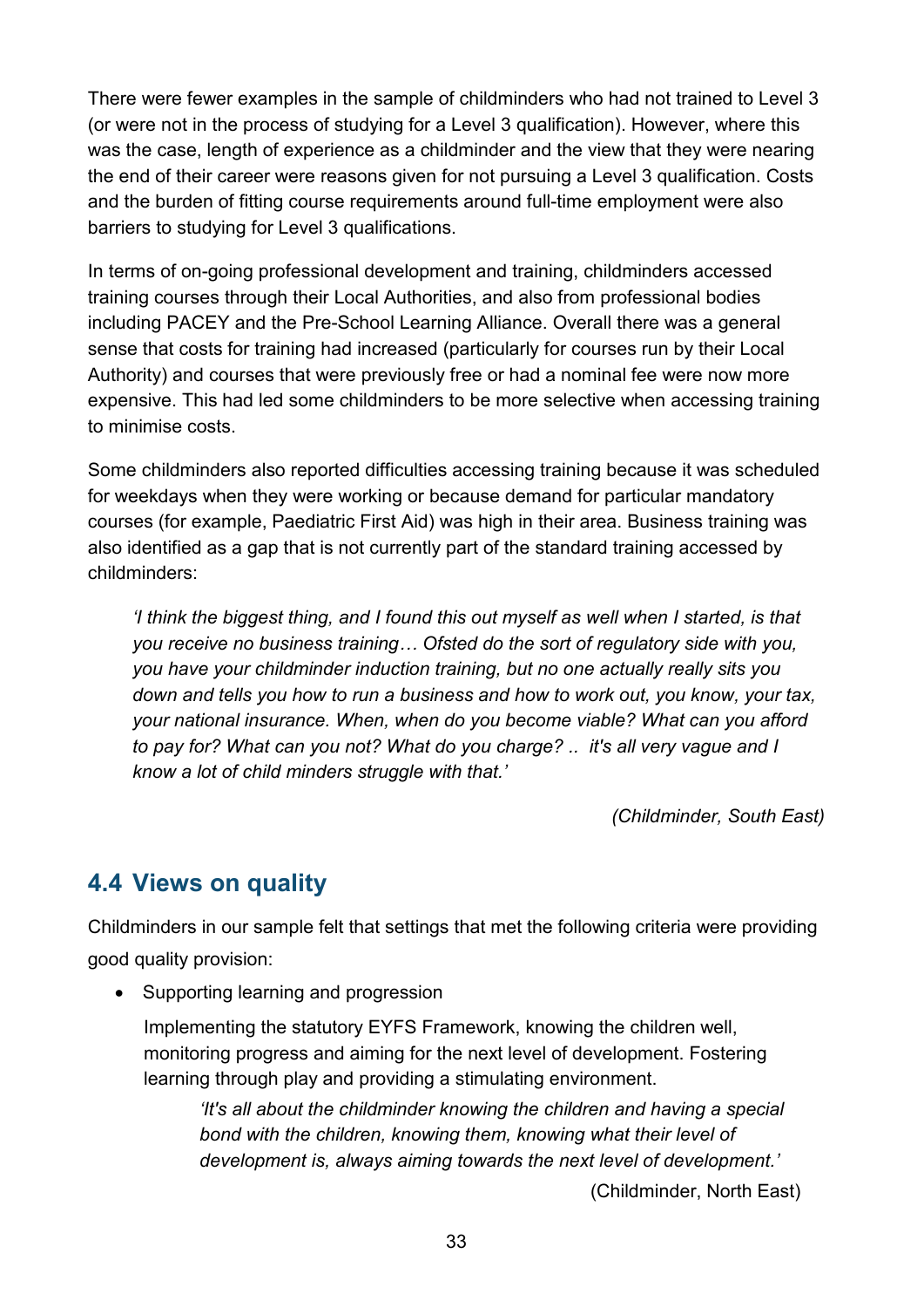There were fewer examples in the sample of childminders who had not trained to Level 3 (or were not in the process of studying for a Level 3 qualification). However, where this was the case, length of experience as a childminder and the view that they were nearing the end of their career were reasons given for not pursuing a Level 3 qualification. Costs and the burden of fitting course requirements around full-time employment were also barriers to studying for Level 3 qualifications.

In terms of on-going professional development and training, childminders accessed training courses through their Local Authorities, and also from professional bodies including PACEY and the Pre-School Learning Alliance. Overall there was a general sense that costs for training had increased (particularly for courses run by their Local Authority) and courses that were previously free or had a nominal fee were now more expensive. This had led some childminders to be more selective when accessing training to minimise costs.

Some childminders also reported difficulties accessing training because it was scheduled for weekdays when they were working or because demand for particular mandatory courses (for example, Paediatric First Aid) was high in their area. Business training was also identified as a gap that is not currently part of the standard training accessed by childminders:

> *'I think the biggest thing, and I found this out myself as well when I started, is that you receive no business training… Ofsted do the sort of regulatory side with you, you have your childminder induction training, but no one actually really sits you down and tells you how to run a business and how to work out, you know, your tax, your national insurance. When, when do you become viable? What can you afford to pay for? What can you not? What do you charge? .. it's all very vague and I know a lot of child minders struggle with that.'*
>
> *(Childminder, South East)*

## 4.4 Views on quality

Childminders in our sample felt that settings that met the following criteria were providing good quality provision:

- Supporting learning and progression

  Implementing the statutory EYFS Framework, knowing the children well, monitoring progress and aiming for the next level of development. Fostering learning through play and providing a stimulating environment.

  > *'It's all about the childminder knowing the children and having a special bond with the children, knowing them, knowing what their level of development is, always aiming towards the next level of development.'*
  >
  > (Childminder, North East)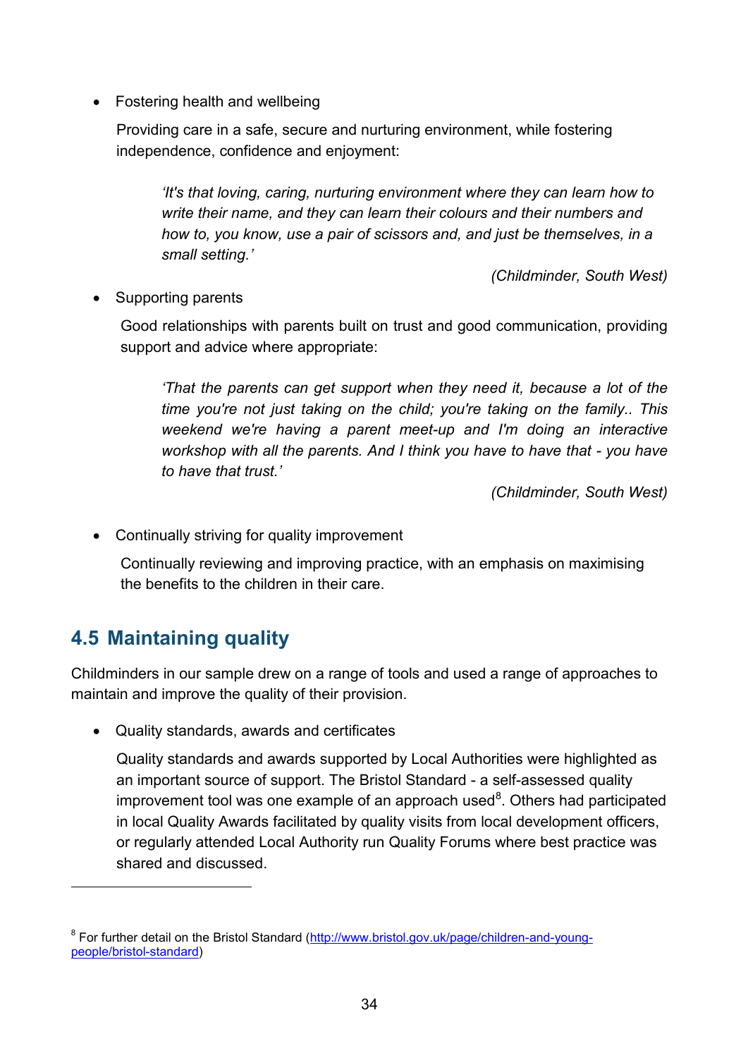- Fostering health and wellbeing

  Providing care in a safe, secure and nurturing environment, while fostering independence, confidence and enjoyment:

  > *'It's that loving, caring, nurturing environment where they can learn how to write their name, and they can learn their colours and their numbers and how to, you know, use a pair of scissors and, and just be themselves, in a small setting.'*
  >
  > (Childminder, South West)

- Supporting parents

  Good relationships with parents built on trust and good communication, providing support and advice where appropriate:

  > *'That the parents can get support when they need it, because a lot of the time you're not just taking on the child; you're taking on the family.. This weekend we're having a parent meet-up and I'm doing an interactive workshop with all the parents. And I think you have to have that - you have to have that trust.'*
  >
  > (Childminder, South West)

- Continually striving for quality improvement

  Continually reviewing and improving practice, with an emphasis on maximising the benefits to the children in their care.

## 4.5 Maintaining quality

Childminders in our sample drew on a range of tools and used a range of approaches to maintain and improve the quality of their provision.

- Quality standards, awards and certificates

  Quality standards and awards supported by Local Authorities were highlighted as an important source of support. The Bristol Standard - a self-assessed quality improvement tool was one example of an approach used[8]. Others had participated in local Quality Awards facilitated by quality visits from local development officers, or regularly attended Local Authority run Quality Forums where best practice was shared and discussed.

---

[8] For further detail on the Bristol Standard (http://www.bristol.gov.uk/page/children-and-young-people/bristol-standard)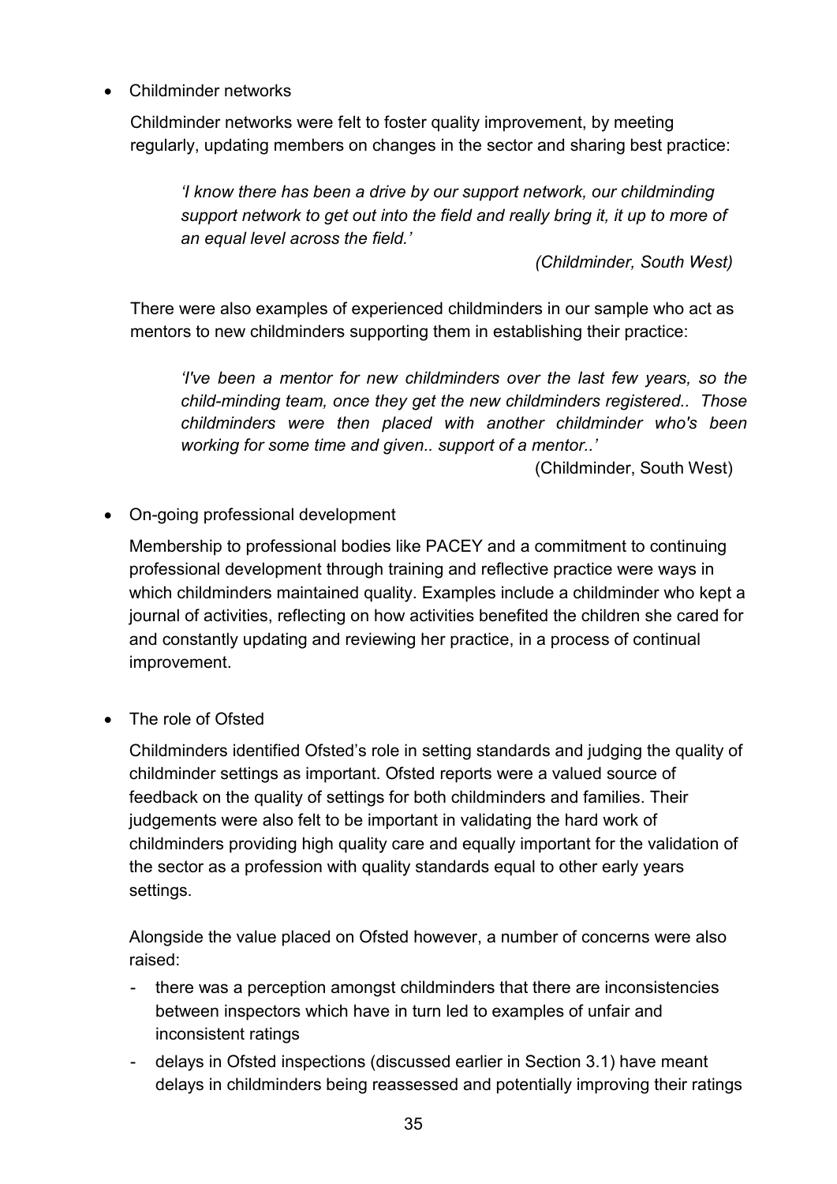- Childminder networks

  Childminder networks were felt to foster quality improvement, by meeting regularly, updating members on changes in the sector and sharing best practice:

  > *'I know there has been a drive by our support network, our childminding support network to get out into the field and really bring it, it up to more of an equal level across the field.'*
  >
  > *(Childminder, South West)*

  There were also examples of experienced childminders in our sample who act as mentors to new childminders supporting them in establishing their practice:

  > *'I've been a mentor for new childminders over the last few years, so the child-minding team, once they get the new childminders registered.. Those childminders were then placed with another childminder who's been working for some time and given.. support of a mentor..'*
  >
  > (Childminder, South West)

- On-going professional development

  Membership to professional bodies like PACEY and a commitment to continuing professional development through training and reflective practice were ways in which childminders maintained quality. Examples include a childminder who kept a journal of activities, reflecting on how activities benefited the children she cared for and constantly updating and reviewing her practice, in a process of continual improvement.

- The role of Ofsted

  Childminders identified Ofsted's role in setting standards and judging the quality of childminder settings as important. Ofsted reports were a valued source of feedback on the quality of settings for both childminders and families. Their judgements were also felt to be important in validating the hard work of childminders providing high quality care and equally important for the validation of the sector as a profession with quality standards equal to other early years settings.

  Alongside the value placed on Ofsted however, a number of concerns were also raised:

  - there was a perception amongst childminders that there are inconsistencies between inspectors which have in turn led to examples of unfair and inconsistent ratings
  - delays in Ofsted inspections (discussed earlier in Section 3.1) have meant delays in childminders being reassessed and potentially improving their ratings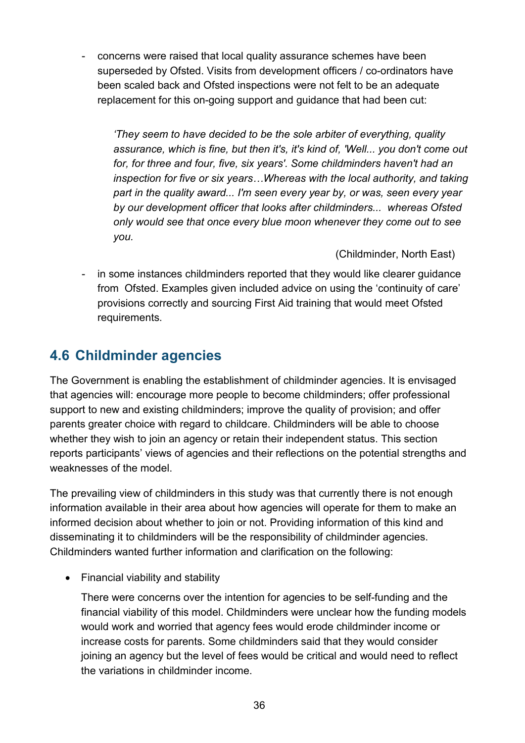- concerns were raised that local quality assurance schemes have been superseded by Ofsted. Visits from development officers / co-ordinators have been scaled back and Ofsted inspections were not felt to be an adequate replacement for this on-going support and guidance that had been cut:

> *'They seem to have decided to be the sole arbiter of everything, quality assurance, which is fine, but then it's, it's kind of, 'Well... you don't come out for, for three and four, five, six years'. Some childminders haven't had an inspection for five or six years…Whereas with the local authority, and taking part in the quality award... I'm seen every year by, or was, seen every year by our development officer that looks after childminders... whereas Ofsted only would see that once every blue moon whenever they come out to see you.*
>
> (Childminder, North East)

- in some instances childminders reported that they would like clearer guidance from Ofsted. Examples given included advice on using the 'continuity of care' provisions correctly and sourcing First Aid training that would meet Ofsted requirements.

## 4.6 Childminder agencies

The Government is enabling the establishment of childminder agencies. It is envisaged that agencies will: encourage more people to become childminders; offer professional support to new and existing childminders; improve the quality of provision; and offer parents greater choice with regard to childcare. Childminders will be able to choose whether they wish to join an agency or retain their independent status. This section reports participants' views of agencies and their reflections on the potential strengths and weaknesses of the model.

The prevailing view of childminders in this study was that currently there is not enough information available in their area about how agencies will operate for them to make an informed decision about whether to join or not. Providing information of this kind and disseminating it to childminders will be the responsibility of childminder agencies. Childminders wanted further information and clarification on the following:

- Financial viability and stability

  There were concerns over the intention for agencies to be self-funding and the financial viability of this model. Childminders were unclear how the funding models would work and worried that agency fees would erode childminder income or increase costs for parents. Some childminders said that they would consider joining an agency but the level of fees would be critical and would need to reflect the variations in childminder income.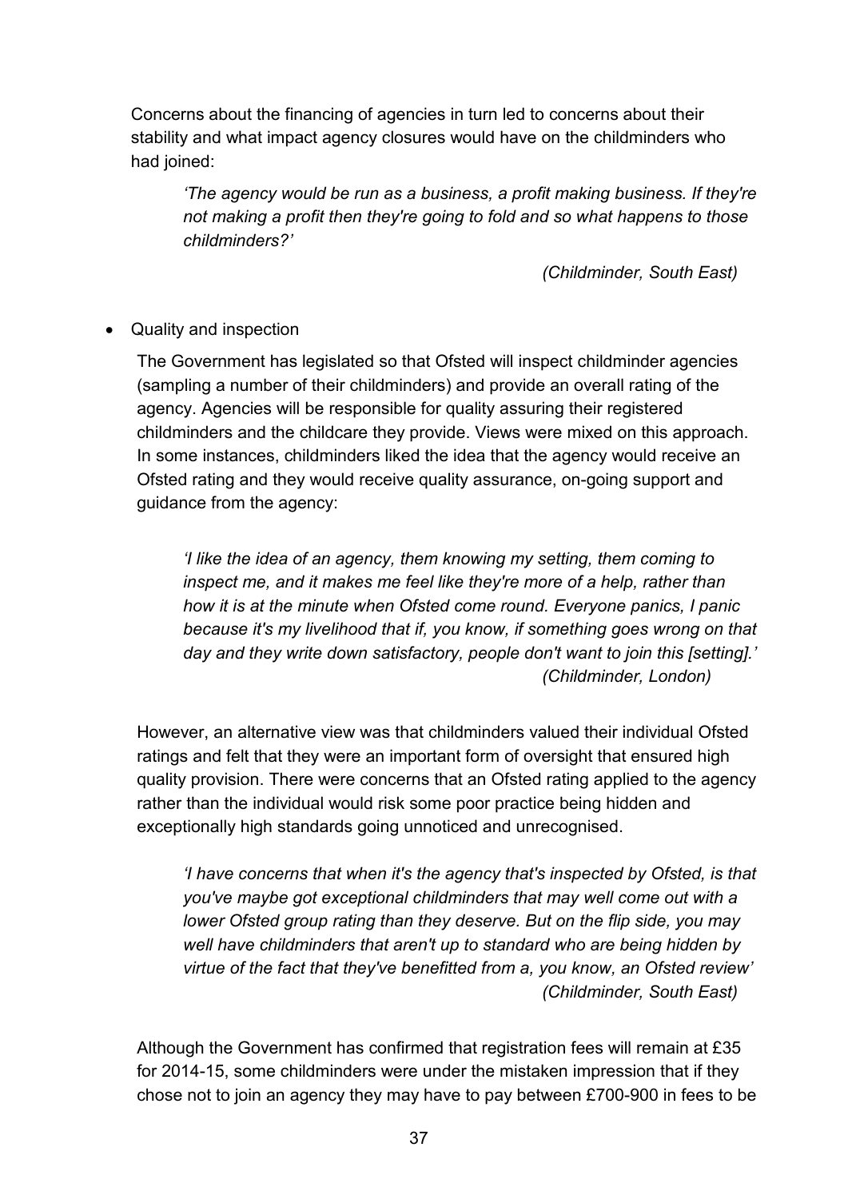Concerns about the financing of agencies in turn led to concerns about their stability and what impact agency closures would have on the childminders who had joined:

> *'The agency would be run as a business, a profit making business. If they're not making a profit then they're going to fold and so what happens to those childminders?'*
>
> *(Childminder, South East)*

- Quality and inspection

The Government has legislated so that Ofsted will inspect childminder agencies (sampling a number of their childminders) and provide an overall rating of the agency. Agencies will be responsible for quality assuring their registered childminders and the childcare they provide. Views were mixed on this approach. In some instances, childminders liked the idea that the agency would receive an Ofsted rating and they would receive quality assurance, on-going support and guidance from the agency:

> *'I like the idea of an agency, them knowing my setting, them coming to inspect me, and it makes me feel like they're more of a help, rather than how it is at the minute when Ofsted come round. Everyone panics, I panic because it's my livelihood that if, you know, if something goes wrong on that day and they write down satisfactory, people don't want to join this [setting].'*
>
> *(Childminder, London)*

However, an alternative view was that childminders valued their individual Ofsted ratings and felt that they were an important form of oversight that ensured high quality provision. There were concerns that an Ofsted rating applied to the agency rather than the individual would risk some poor practice being hidden and exceptionally high standards going unnoticed and unrecognised.

> *'I have concerns that when it's the agency that's inspected by Ofsted, is that you've maybe got exceptional childminders that may well come out with a lower Ofsted group rating than they deserve. But on the flip side, you may well have childminders that aren't up to standard who are being hidden by virtue of the fact that they've benefitted from a, you know, an Ofsted review'*
>
> *(Childminder, South East)*

Although the Government has confirmed that registration fees will remain at £35 for 2014-15, some childminders were under the mistaken impression that if they chose not to join an agency they may have to pay between £700-900 in fees to be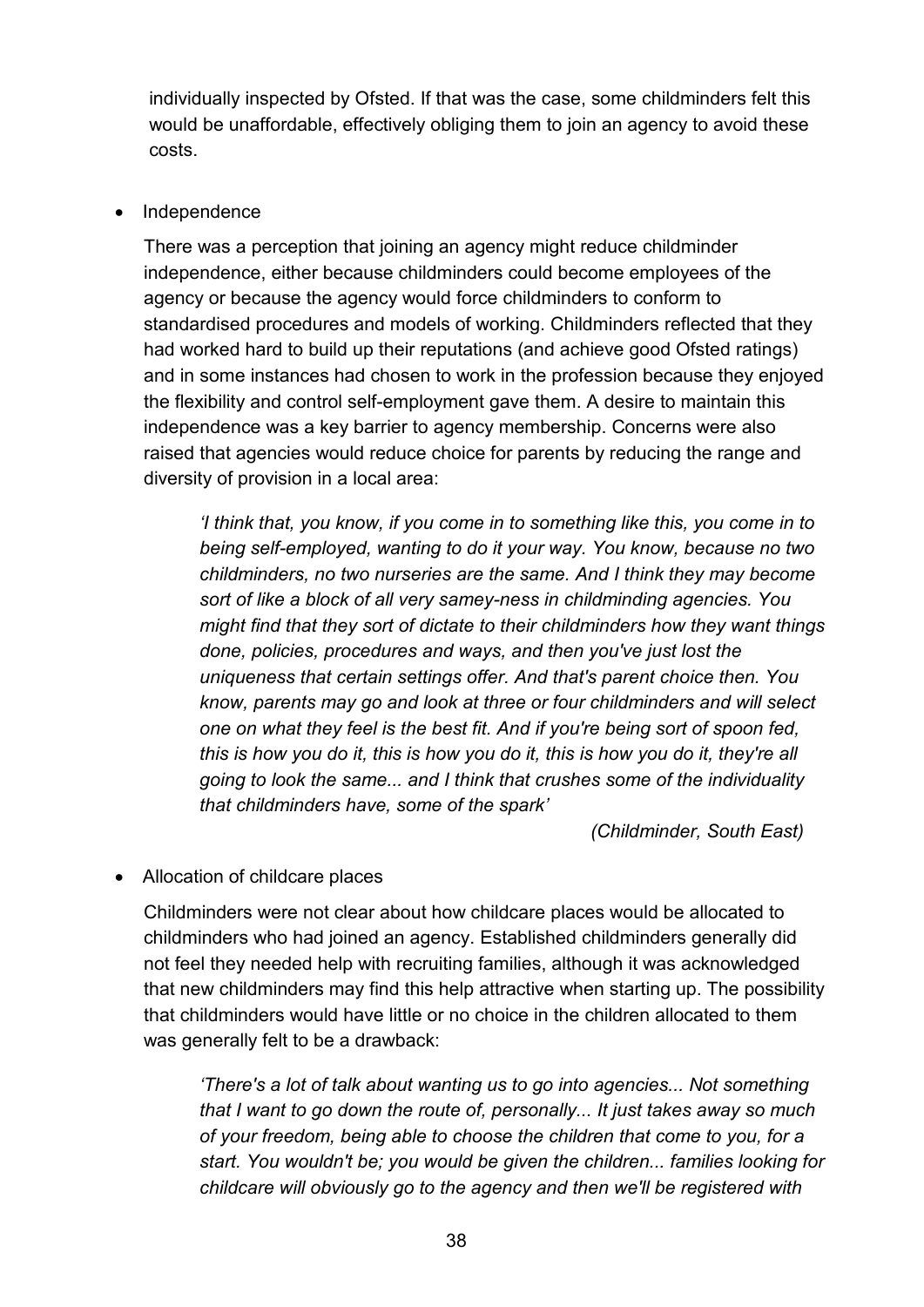individually inspected by Ofsted. If that was the case, some childminders felt this would be unaffordable, effectively obliging them to join an agency to avoid these costs.

- Independence

  There was a perception that joining an agency might reduce childminder independence, either because childminders could become employees of the agency or because the agency would force childminders to conform to standardised procedures and models of working. Childminders reflected that they had worked hard to build up their reputations (and achieve good Ofsted ratings) and in some instances had chosen to work in the profession because they enjoyed the flexibility and control self-employment gave them. A desire to maintain this independence was a key barrier to agency membership. Concerns were also raised that agencies would reduce choice for parents by reducing the range and diversity of provision in a local area:

  > *'I think that, you know, if you come in to something like this, you come in to being self-employed, wanting to do it your way. You know, because no two childminders, no two nurseries are the same. And I think they may become sort of like a block of all very samey-ness in childminding agencies. You might find that they sort of dictate to their childminders how they want things done, policies, procedures and ways, and then you've just lost the uniqueness that certain settings offer. And that's parent choice then. You know, parents may go and look at three or four childminders and will select one on what they feel is the best fit. And if you're being sort of spoon fed, this is how you do it, this is how you do it, this is how you do it, they're all going to look the same... and I think that crushes some of the individuality that childminders have, some of the spark'*
  >
  > *(Childminder, South East)*

- Allocation of childcare places

  Childminders were not clear about how childcare places would be allocated to childminders who had joined an agency. Established childminders generally did not feel they needed help with recruiting families, although it was acknowledged that new childminders may find this help attractive when starting up. The possibility that childminders would have little or no choice in the children allocated to them was generally felt to be a drawback:

  > *'There's a lot of talk about wanting us to go into agencies... Not something that I want to go down the route of, personally... It just takes away so much of your freedom, being able to choose the children that come to you, for a start. You wouldn't be; you would be given the children... families looking for childcare will obviously go to the agency and then we'll be registered with*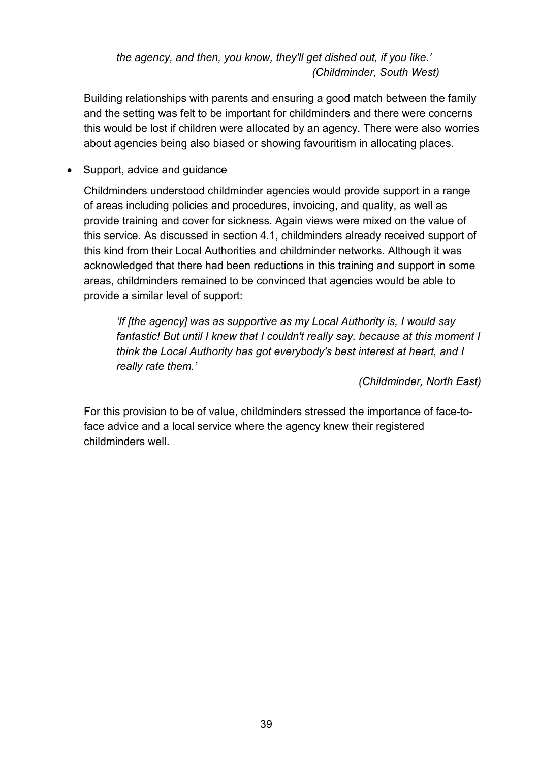*the agency, and then, you know, they'll get dished out, if you like.'*
*(Childminder, South West)*

Building relationships with parents and ensuring a good match between the family and the setting was felt to be important for childminders and there were concerns this would be lost if children were allocated by an agency. There were also worries about agencies being also biased or showing favouritism in allocating places.

- Support, advice and guidance

  Childminders understood childminder agencies would provide support in a range of areas including policies and procedures, invoicing, and quality, as well as provide training and cover for sickness. Again views were mixed on the value of this service. As discussed in section 4.1, childminders already received support of this kind from their Local Authorities and childminder networks. Although it was acknowledged that there had been reductions in this training and support in some areas, childminders remained to be convinced that agencies would be able to provide a similar level of support:

  > *'If [the agency] was as supportive as my Local Authority is, I would say fantastic! But until I knew that I couldn't really say, because at this moment I think the Local Authority has got everybody's best interest at heart, and I really rate them.'*
  >
  > *(Childminder, North East)*

  For this provision to be of value, childminders stressed the importance of face-to-face advice and a local service where the agency knew their registered childminders well.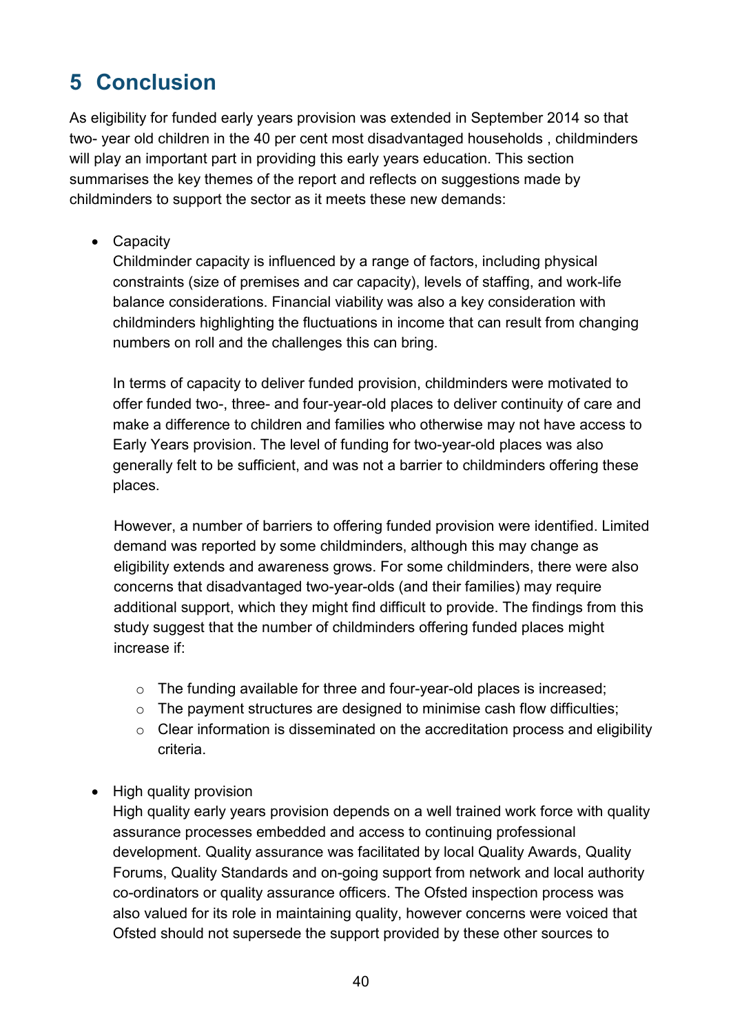# 5 Conclusion

As eligibility for funded early years provision was extended in September 2014 so that two- year old children in the 40 per cent most disadvantaged households , childminders will play an important part in providing this early years education. This section summarises the key themes of the report and reflects on suggestions made by childminders to support the sector as it meets these new demands:

- Capacity
  Childminder capacity is influenced by a range of factors, including physical constraints (size of premises and car capacity), levels of staffing, and work-life balance considerations. Financial viability was also a key consideration with childminders highlighting the fluctuations in income that can result from changing numbers on roll and the challenges this can bring.

  In terms of capacity to deliver funded provision, childminders were motivated to offer funded two-, three- and four-year-old places to deliver continuity of care and make a difference to children and families who otherwise may not have access to Early Years provision. The level of funding for two-year-old places was also generally felt to be sufficient, and was not a barrier to childminders offering these places.

  However, a number of barriers to offering funded provision were identified. Limited demand was reported by some childminders, although this may change as eligibility extends and awareness grows. For some childminders, there were also concerns that disadvantaged two-year-olds (and their families) may require additional support, which they might find difficult to provide. The findings from this study suggest that the number of childminders offering funded places might increase if:

  - The funding available for three and four-year-old places is increased;
  - The payment structures are designed to minimise cash flow difficulties;
  - Clear information is disseminated on the accreditation process and eligibility criteria.

- High quality provision
  High quality early years provision depends on a well trained work force with quality assurance processes embedded and access to continuing professional development. Quality assurance was facilitated by local Quality Awards, Quality Forums, Quality Standards and on-going support from network and local authority co-ordinators or quality assurance officers. The Ofsted inspection process was also valued for its role in maintaining quality, however concerns were voiced that Ofsted should not supersede the support provided by these other sources to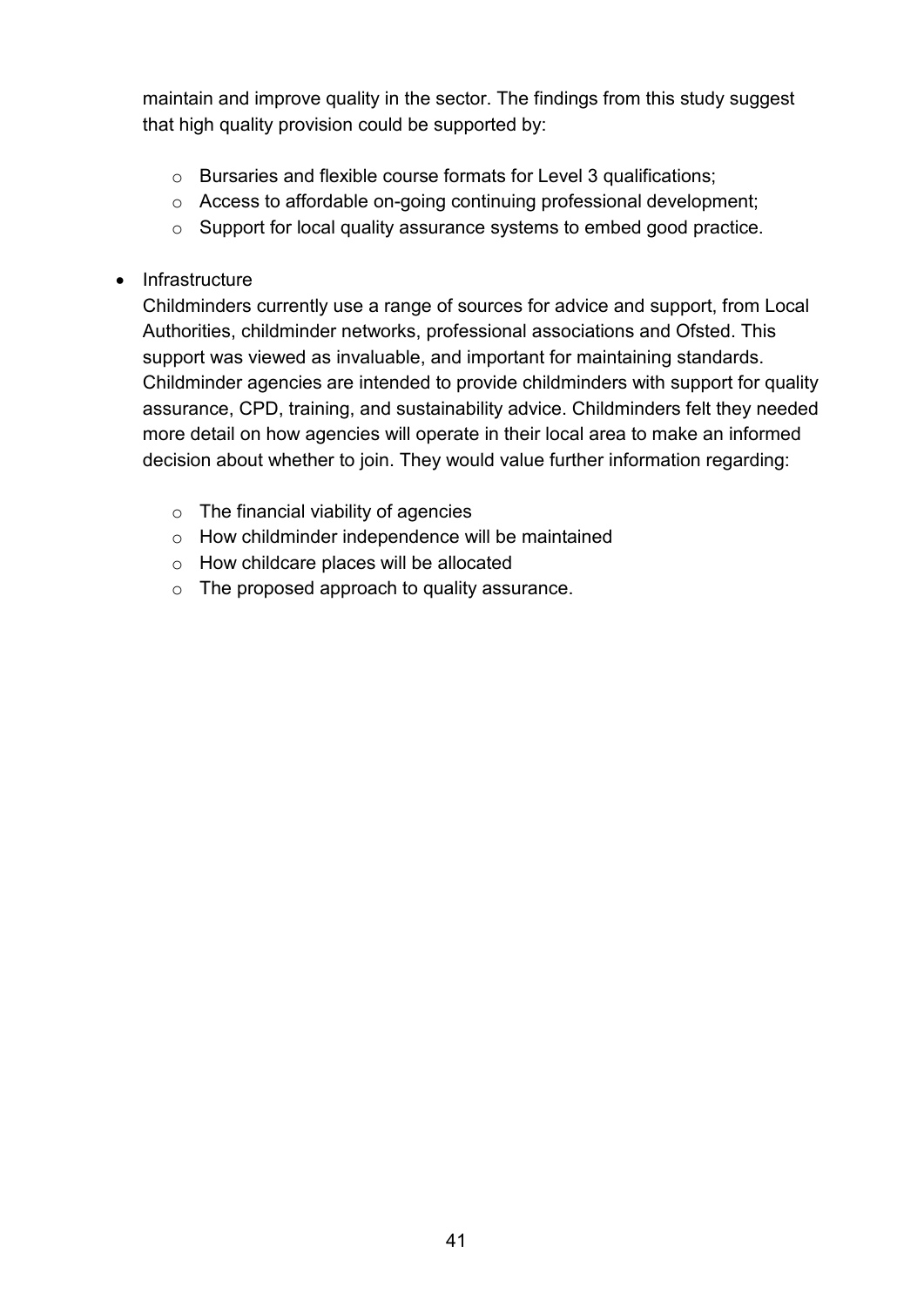maintain and improve quality in the sector. The findings from this study suggest that high quality provision could be supported by:

  - Bursaries and flexible course formats for Level 3 qualifications;
  - Access to affordable on-going continuing professional development;
  - Support for local quality assurance systems to embed good practice.

- Infrastructure

  Childminders currently use a range of sources for advice and support, from Local Authorities, childminder networks, professional associations and Ofsted. This support was viewed as invaluable, and important for maintaining standards. Childminder agencies are intended to provide childminders with support for quality assurance, CPD, training, and sustainability advice. Childminders felt they needed more detail on how agencies will operate in their local area to make an informed decision about whether to join. They would value further information regarding:

  - The financial viability of agencies
  - How childminder independence will be maintained
  - How childcare places will be allocated
  - The proposed approach to quality assurance.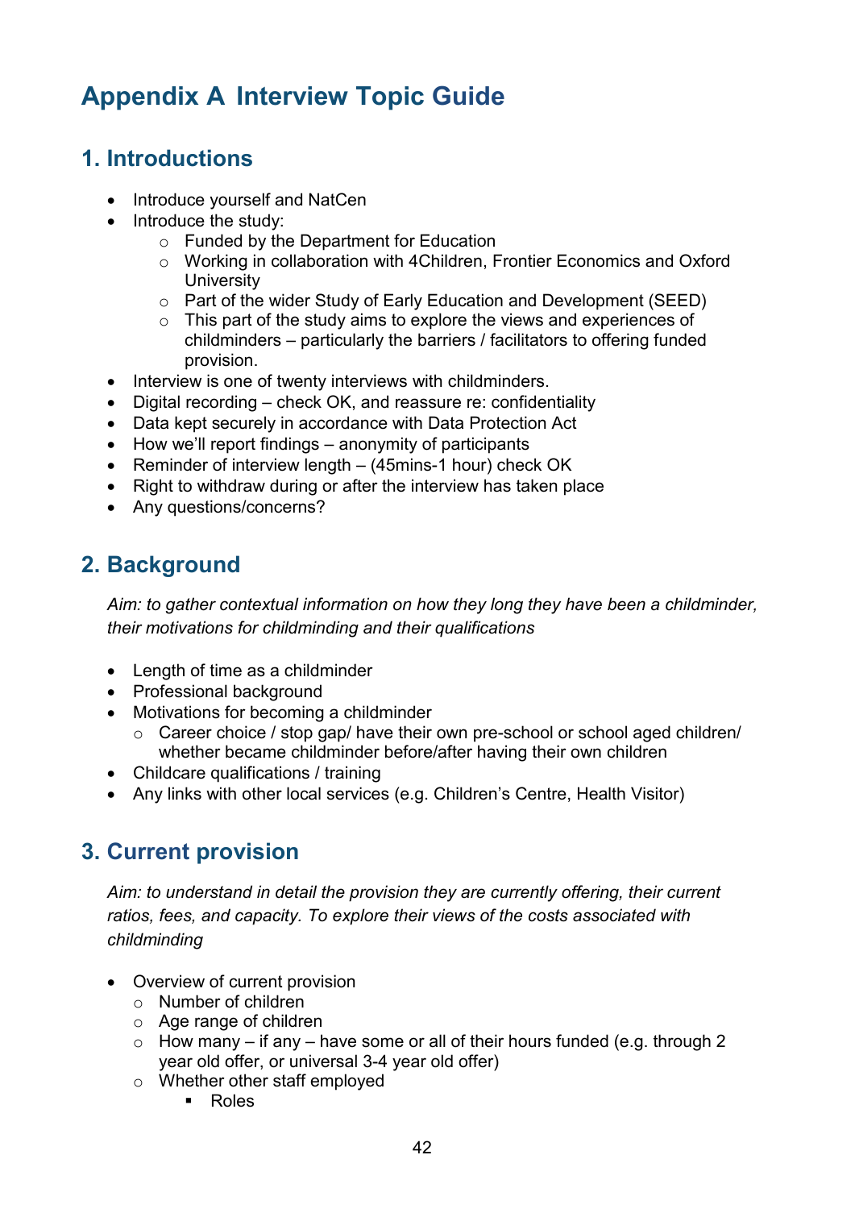# Appendix A Interview Topic Guide

## 1. Introductions

- Introduce yourself and NatCen
- Introduce the study:
  - Funded by the Department for Education
  - Working in collaboration with 4Children, Frontier Economics and Oxford University
  - Part of the wider Study of Early Education and Development (SEED)
  - This part of the study aims to explore the views and experiences of childminders – particularly the barriers / facilitators to offering funded provision.
- Interview is one of twenty interviews with childminders.
- Digital recording – check OK, and reassure re: confidentiality
- Data kept securely in accordance with Data Protection Act
- How we'll report findings – anonymity of participants
- Reminder of interview length – (45mins-1 hour) check OK
- Right to withdraw during or after the interview has taken place
- Any questions/concerns?

## 2. Background

*Aim: to gather contextual information on how they long they have been a childminder, their motivations for childminding and their qualifications*

- Length of time as a childminder
- Professional background
- Motivations for becoming a childminder
  - Career choice / stop gap/ have their own pre-school or school aged children/ whether became childminder before/after having their own children
- Childcare qualifications / training
- Any links with other local services (e.g. Children's Centre, Health Visitor)

## 3. Current provision

*Aim: to understand in detail the provision they are currently offering, their current ratios, fees, and capacity. To explore their views of the costs associated with childminding*

- Overview of current provision
  - Number of children
  - Age range of children
  - How many – if any – have some or all of their hours funded (e.g. through 2 year old offer, or universal 3-4 year old offer)
  - Whether other staff employed
    - Roles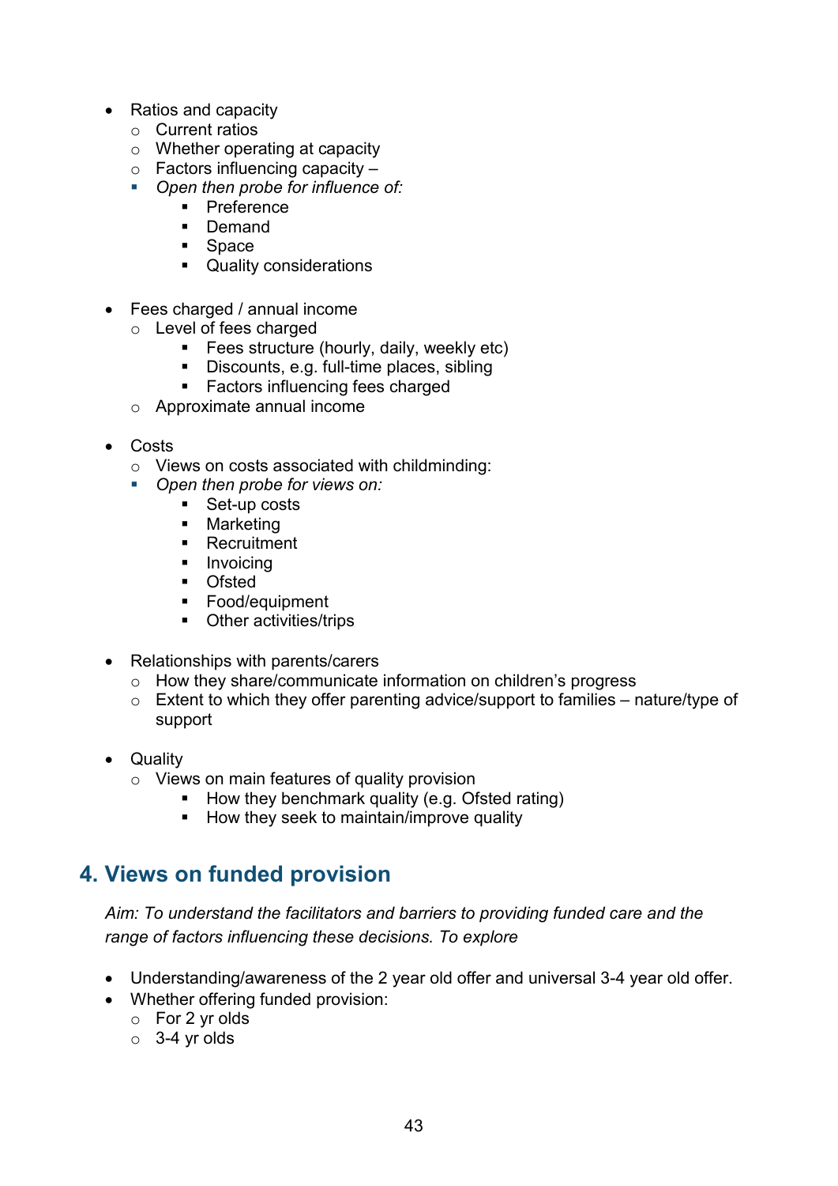- Ratios and capacity
    - Current ratios
    - Whether operating at capacity
    - Factors influencing capacity –
    - *Open then probe for influence of:*
        - Preference
        - Demand
        - Space
        - Quality considerations

- Fees charged / annual income
    - Level of fees charged
        - Fees structure (hourly, daily, weekly etc)
        - Discounts, e.g. full-time places, sibling
        - Factors influencing fees charged
    - Approximate annual income

- Costs
    - Views on costs associated with childminding:
    - *Open then probe for views on:*
        - Set-up costs
        - Marketing
        - Recruitment
        - Invoicing
        - Ofsted
        - Food/equipment
        - Other activities/trips

- Relationships with parents/carers
    - How they share/communicate information on children's progress
    - Extent to which they offer parenting advice/support to families – nature/type of support

- Quality
    - Views on main features of quality provision
        - How they benchmark quality (e.g. Ofsted rating)
        - How they seek to maintain/improve quality

## 4. Views on funded provision

*Aim: To understand the facilitators and barriers to providing funded care and the range of factors influencing these decisions. To explore*

- Understanding/awareness of the 2 year old offer and universal 3-4 year old offer.
- Whether offering funded provision:
    - For 2 yr olds
    - 3-4 yr olds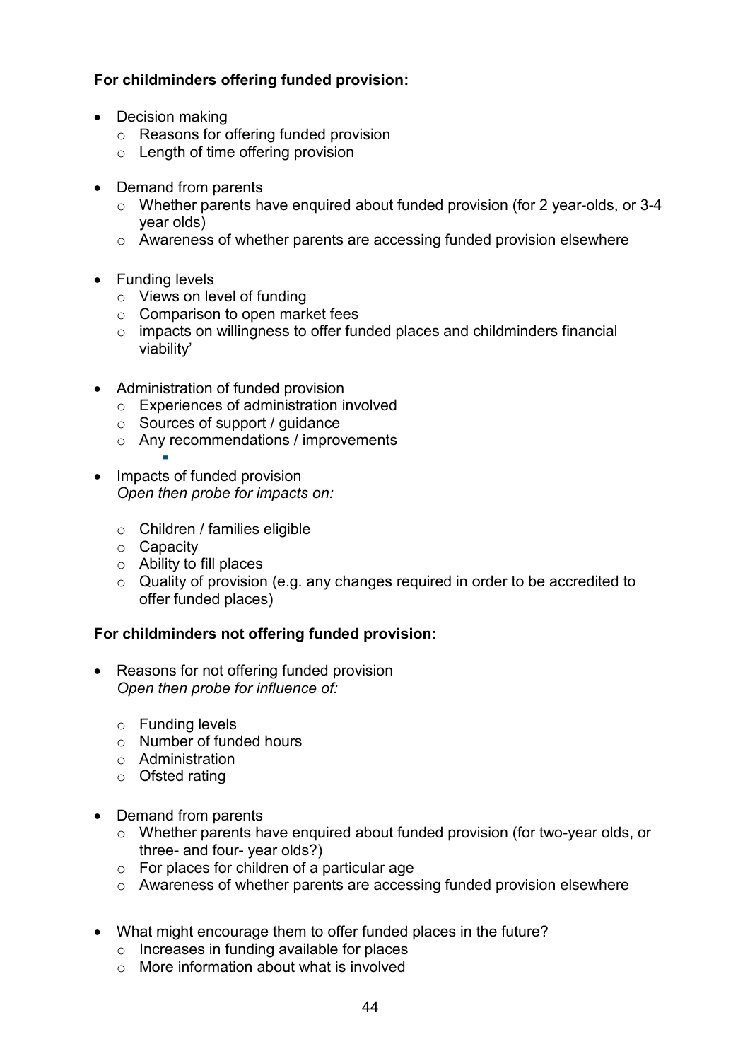**For childminders offering funded provision:**

- Decision making
  - Reasons for offering funded provision
  - Length of time offering provision
- Demand from parents
  - Whether parents have enquired about funded provision (for 2 year-olds, or 3-4 year olds)
  - Awareness of whether parents are accessing funded provision elsewhere
- Funding levels
  - Views on level of funding
  - Comparison to open market fees
  - impacts on willingness to offer funded places and childminders financial viability'
- Administration of funded provision
  - Experiences of administration involved
  - Sources of support / guidance
  - Any recommendations / improvements
- Impacts of funded provision
  *Open then probe for impacts on:*
  - Children / families eligible
  - Capacity
  - Ability to fill places
  - Quality of provision (e.g. any changes required in order to be accredited to offer funded places)

**For childminders not offering funded provision:**

- Reasons for not offering funded provision
  *Open then probe for influence of:*
  - Funding levels
  - Number of funded hours
  - Administration
  - Ofsted rating
- Demand from parents
  - Whether parents have enquired about funded provision (for two-year olds, or three- and four- year olds?)
  - For places for children of a particular age
  - Awareness of whether parents are accessing funded provision elsewhere
- What might encourage them to offer funded places in the future?
  - Increases in funding available for places
  - More information about what is involved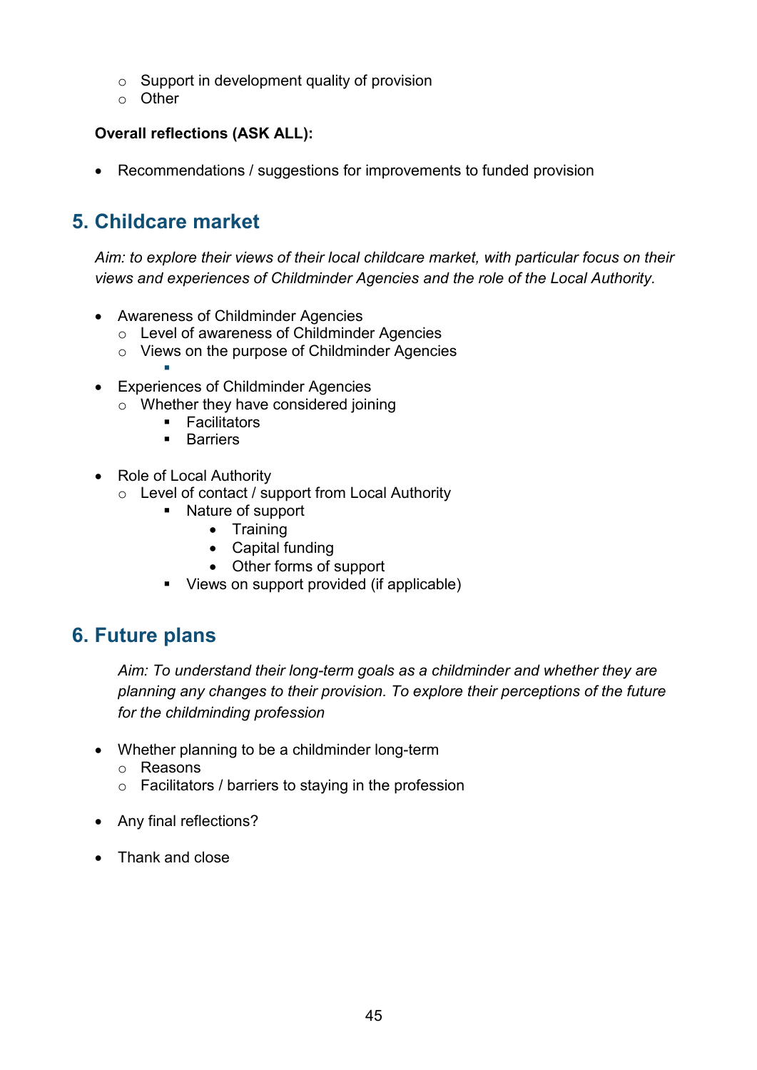- Support in development quality of provision
- Other

**Overall reflections (ASK ALL):**

- Recommendations / suggestions for improvements to funded provision

## 5. Childcare market

*Aim: to explore their views of their local childcare market, with particular focus on their views and experiences of Childminder Agencies and the role of the Local Authority.*

- Awareness of Childminder Agencies
  - Level of awareness of Childminder Agencies
  - Views on the purpose of Childminder Agencies

- Experiences of Childminder Agencies
  - Whether they have considered joining
    - Facilitators
    - Barriers

- Role of Local Authority
  - Level of contact / support from Local Authority
    - Nature of support
      - Training
      - Capital funding
      - Other forms of support
    - Views on support provided (if applicable)

## 6. Future plans

*Aim: To understand their long-term goals as a childminder and whether they are planning any changes to their provision. To explore their perceptions of the future for the childminding profession*

- Whether planning to be a childminder long-term
  - Reasons
  - Facilitators / barriers to staying in the profession

- Any final reflections?

- Thank and close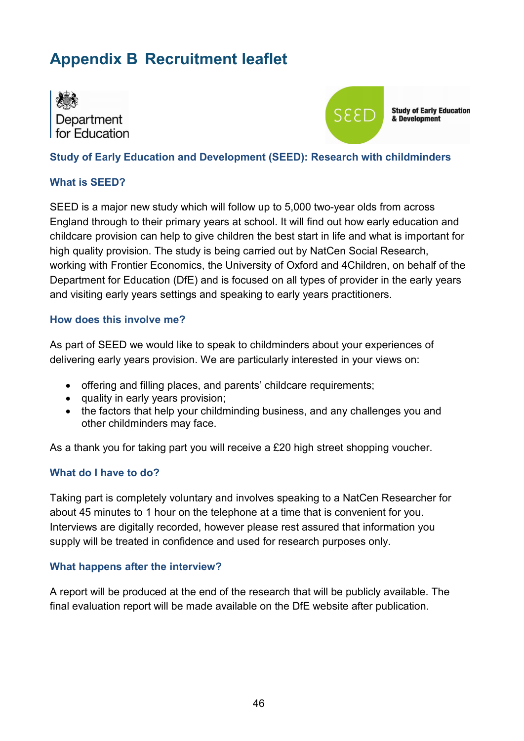# Appendix B Recruitment leaflet

Department for Education

SEED Study of Early Education & Development

### Study of Early Education and Development (SEED): Research with childminders

### What is SEED?

SEED is a major new study which will follow up to 5,000 two-year olds from across England through to their primary years at school. It will find out how early education and childcare provision can help to give children the best start in life and what is important for high quality provision. The study is being carried out by NatCen Social Research, working with Frontier Economics, the University of Oxford and 4Children, on behalf of the Department for Education (DfE) and is focused on all types of provider in the early years and visiting early years settings and speaking to early years practitioners.

### How does this involve me?

As part of SEED we would like to speak to childminders about your experiences of delivering early years provision. We are particularly interested in your views on:

- offering and filling places, and parents' childcare requirements;
- quality in early years provision;
- the factors that help your childminding business, and any challenges you and other childminders may face.

As a thank you for taking part you will receive a £20 high street shopping voucher.

### What do I have to do?

Taking part is completely voluntary and involves speaking to a NatCen Researcher for about 45 minutes to 1 hour on the telephone at a time that is convenient for you. Interviews are digitally recorded, however please rest assured that information you supply will be treated in confidence and used for research purposes only.

### What happens after the interview?

A report will be produced at the end of the research that will be publicly available. The final evaluation report will be made available on the DfE website after publication.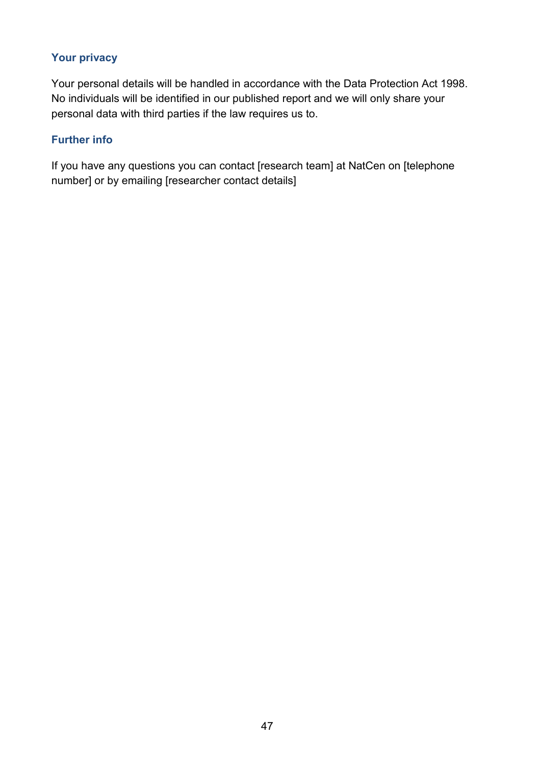### Your privacy

Your personal details will be handled in accordance with the Data Protection Act 1998. No individuals will be identified in our published report and we will only share your personal data with third parties if the law requires us to.

### Further info

If you have any questions you can contact [research team] at NatCen on [telephone number] or by emailing [researcher contact details]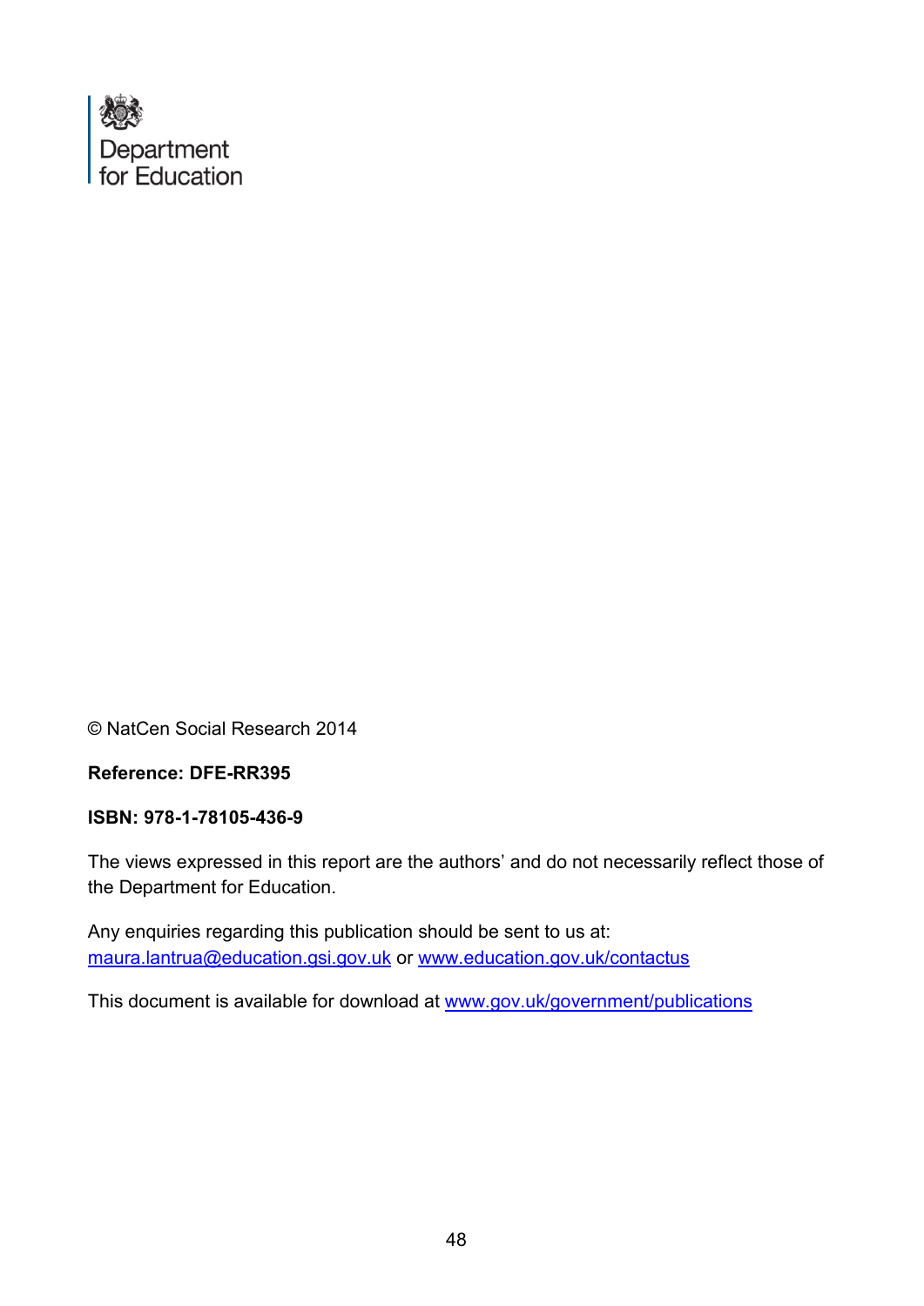Department for Education

© NatCen Social Research 2014

**Reference: DFE-RR395**

**ISBN: 978-1-78105-436-9**

The views expressed in this report are the authors' and do not necessarily reflect those of the Department for Education.

Any enquiries regarding this publication should be sent to us at: maura.lantrua@education.gsi.gov.uk or www.education.gov.uk/contactus

This document is available for download at www.gov.uk/government/publications